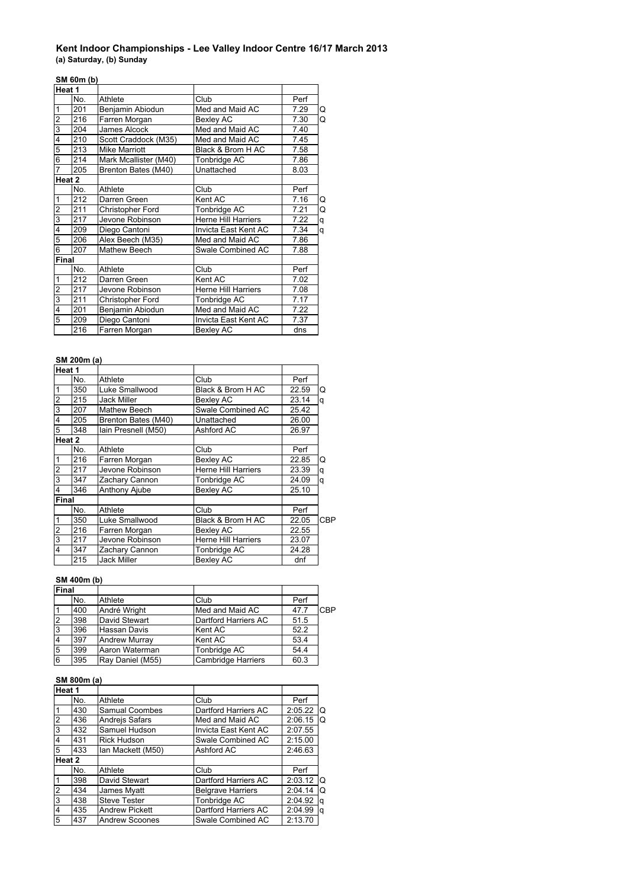# Kent Indoor Championships - Lee Valley Indoor Centre 16/17 March 2013

**(a) Saturday, (b) Sunday**

### SM 60m (b)

| Heat 1 | | | | | |
|---|---|---|---|---|---|
| | No. | Athlete | Club | Perf | |
| 1 | 201 | Benjamin Abiodun | Med and Maid AC | 7.29 | Q |
| 2 | 216 | Farren Morgan | Bexley AC | 7.30 | Q |
| 3 | 204 | James Alcock | Med and Maid AC | 7.40 | |
| 4 | 210 | Scott Craddock (M35) | Med and Maid AC | 7.45 | |
| 5 | 213 | Mike Marriott | Black & Brom H AC | 7.58 | |
| 6 | 214 | Mark Mcallister (M40) | Tonbridge AC | 7.86 | |
| 7 | 205 | Brenton Bates (M40) | Unattached | 8.03 | |
| **Heat 2** | | | | | |
| | No. | Athlete | Club | Perf | |
| 1 | 212 | Darren Green | Kent AC | 7.16 | Q |
| 2 | 211 | Christopher Ford | Tonbridge AC | 7.21 | Q |
| 3 | 217 | Jevone Robinson | Herne Hill Harriers | 7.22 | q |
| 4 | 209 | Diego Cantoni | Invicta East Kent AC | 7.34 | q |
| 5 | 206 | Alex Beech (M35) | Med and Maid AC | 7.86 | |
| 6 | 207 | Mathew Beech | Swale Combined AC | 7.88 | |
| **Final** | | | | | |
| | No. | Athlete | Club | Perf | |
| 1 | 212 | Darren Green | Kent AC | 7.02 | |
| 2 | 217 | Jevone Robinson | Herne Hill Harriers | 7.08 | |
| 3 | 211 | Christopher Ford | Tonbridge AC | 7.17 | |
| 4 | 201 | Benjamin Abiodun | Med and Maid AC | 7.22 | |
| 5 | 209 | Diego Cantoni | Invicta East Kent AC | 7.37 | |
| | 216 | Farren Morgan | Bexley AC | dns | |

### SM 200m (a)

| Heat 1 | | | | | |
|---|---|---|---|---|---|
| | No. | Athlete | Club | Perf | |
| 1 | 350 | Luke Smallwood | Black & Brom H AC | 22.59 | Q |
| 2 | 215 | Jack Miller | Bexley AC | 23.14 | q |
| 3 | 207 | Mathew Beech | Swale Combined AC | 25.42 | |
| 4 | 205 | Brenton Bates (M40) | Unattached | 26.00 | |
| 5 | 348 | Iain Presnell (M50) | Ashford AC | 26.97 | |
| **Heat 2** | | | | | |
| | No. | Athlete | Club | Perf | |
| 1 | 216 | Farren Morgan | Bexley AC | 22.85 | Q |
| 2 | 217 | Jevone Robinson | Herne Hill Harriers | 23.39 | q |
| 3 | 347 | Zachary Cannon | Tonbridge AC | 24.09 | q |
| 4 | 346 | Anthony Ajube | Bexley AC | 25.10 | |
| **Final** | | | | | |
| | No. | Athlete | Club | Perf | |
| 1 | 350 | Luke Smallwood | Black & Brom H AC | 22.05 | CBP |
| 2 | 216 | Farren Morgan | Bexley AC | 22.55 | |
| 3 | 217 | Jevone Robinson | Herne Hill Harriers | 23.07 | |
| 4 | 347 | Zachary Cannon | Tonbridge AC | 24.28 | |
| | 215 | Jack Miller | Bexley AC | dnf | |

### SM 400m (b)

| Final | | | | | |
|---|---|---|---|---|---|
| | No. | Athlete | Club | Perf | |
| 1 | 400 | André Wright | Med and Maid AC | 47.7 | CBP |
| 2 | 398 | David Stewart | Dartford Harriers AC | 51.5 | |
| 3 | 396 | Hassan Davis | Kent AC | 52.2 | |
| 4 | 397 | Andrew Murray | Kent AC | 53.4 | |
| 5 | 399 | Aaron Waterman | Tonbridge AC | 54.4 | |
| 6 | 395 | Ray Daniel (M55) | Cambridge Harriers | 60.3 | |

### SM 800m (a)

| Heat 1 | | | | | |
|---|---|---|---|---|---|
| | No. | Athlete | Club | Perf | |
| 1 | 430 | Samual Coombes | Dartford Harriers AC | 2:05.22 | Q |
| 2 | 436 | Andrejs Safars | Med and Maid AC | 2:06.15 | Q |
| 3 | 432 | Samuel Hudson | Invicta East Kent AC | 2:07.55 | |
| 4 | 431 | Rick Hudson | Swale Combined AC | 2:15.00 | |
| 5 | 433 | Ian Mackett (M50) | Ashford AC | 2:46.63 | |
| **Heat 2** | | | | | |
| | No. | Athlete | Club | Perf | |
| 1 | 398 | David Stewart | Dartford Harriers AC | 2:03.12 | Q |
| 2 | 434 | James Myatt | Belgrave Harriers | 2:04.14 | Q |
| 3 | 438 | Steve Tester | Tonbridge AC | 2:04.92 | q |
| 4 | 435 | Andrew Pickett | Dartford Harriers AC | 2:04.99 | q |
| 5 | 437 | Andrew Scoones | Swale Combined AC | 2:13.70 | |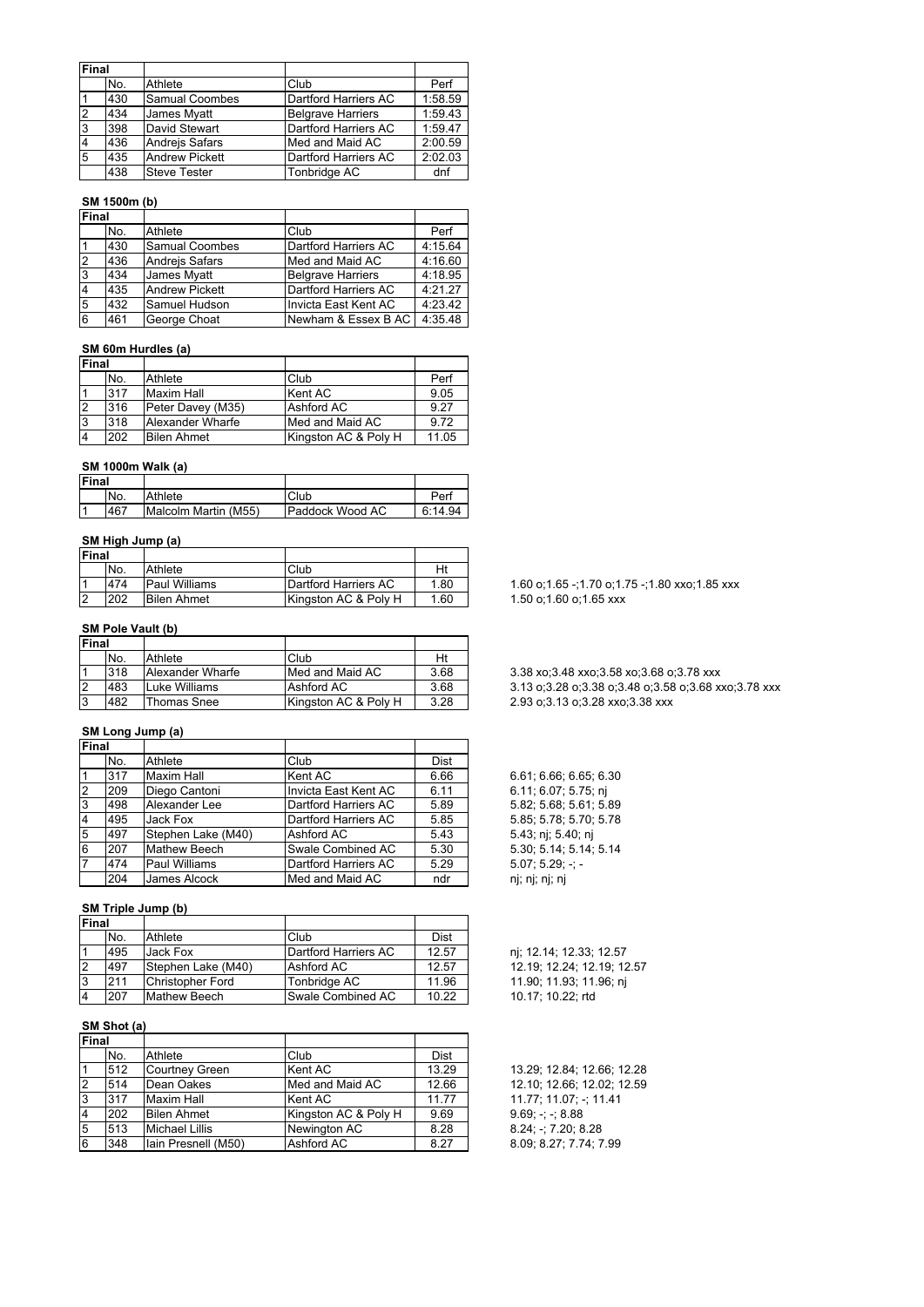| Final | | | | |
|---|---|---|---|---|
| | No. | Athlete | Club | Perf |
| 1 | 430 | Samual Coombes | Dartford Harriers AC | 1:58.59 |
| 2 | 434 | James Myatt | Belgrave Harriers | 1:59.43 |
| 3 | 398 | David Stewart | Dartford Harriers AC | 1:59.47 |
| 4 | 436 | Andrejs Safars | Med and Maid AC | 2:00.59 |
| 5 | 435 | Andrew Pickett | Dartford Harriers AC | 2:02.03 |
| | 438 | Steve Tester | Tonbridge AC | dnf |

**SM 1500m (b)**

| Final | | | | |
|---|---|---|---|---|
| | No. | Athlete | Club | Perf |
| 1 | 430 | Samual Coombes | Dartford Harriers AC | 4:15.64 |
| 2 | 436 | Andrejs Safars | Med and Maid AC | 4:16.60 |
| 3 | 434 | James Myatt | Belgrave Harriers | 4:18.95 |
| 4 | 435 | Andrew Pickett | Dartford Harriers AC | 4:21.27 |
| 5 | 432 | Samuel Hudson | Invicta East Kent AC | 4:23.42 |
| 6 | 461 | George Choat | Newham & Essex B AC | 4:35.48 |

**SM 60m Hurdles (a)**

| Final | | | | |
|---|---|---|---|---|
| | No. | Athlete | Club | Perf |
| 1 | 317 | Maxim Hall | Kent AC | 9.05 |
| 2 | 316 | Peter Davey (M35) | Ashford AC | 9.27 |
| 3 | 318 | Alexander Wharfe | Med and Maid AC | 9.72 |
| 4 | 202 | Bilen Ahmet | Kingston AC & Poly H | 11.05 |

**SM 1000m Walk (a)**

| Final | | | | |
|---|---|---|---|---|
| | No. | Athlete | Club | Perf |
| 1 | 467 | Malcolm Martin (M55) | Paddock Wood AC | 6:14.94 |

**SM High Jump (a)**

| Final | | | | | |
|---|---|---|---|---|---|
| | No. | Athlete | Club | Ht | |
| 1 | 474 | Paul Williams | Dartford Harriers AC | 1.80 | 1.60 o;1.65 -;1.70 o;1.75 -;1.80 xxo;1.85 xxx |
| 2 | 202 | Bilen Ahmet | Kingston AC & Poly H | 1.60 | 1.50 o;1.60 o;1.65 xxx |

**SM Pole Vault (b)**

| Final | | | | | |
|---|---|---|---|---|---|
| | No. | Athlete | Club | Ht | |
| 1 | 318 | Alexander Wharfe | Med and Maid AC | 3.68 | 3.38 xo;3.48 xxo;3.58 xo;3.68 o;3.78 xxx |
| 2 | 483 | Luke Williams | Ashford AC | 3.68 | 3.13 o;3.28 o;3.38 o;3.48 o;3.58 o;3.68 xxo;3.78 xxx |
| 3 | 482 | Thomas Snee | Kingston AC & Poly H | 3.28 | 2.93 o;3.13 o;3.28 xxo;3.38 xxx |

**SM Long Jump (a)**

| Final | | | | | |
|---|---|---|---|---|---|
| | No. | Athlete | Club | Dist | |
| 1 | 317 | Maxim Hall | Kent AC | 6.66 | 6.61; 6.66; 6.65; 6.30 |
| 2 | 209 | Diego Cantoni | Invicta East Kent AC | 6.11 | 6.11; 6.07; 5.75; nj |
| 3 | 498 | Alexander Lee | Dartford Harriers AC | 5.89 | 5.82; 5.68; 5.61; 5.89 |
| 4 | 495 | Jack Fox | Dartford Harriers AC | 5.85 | 5.85; 5.78; 5.70; 5.78 |
| 5 | 497 | Stephen Lake (M40) | Ashford AC | 5.43 | 5.43; nj; 5.40; nj |
| 6 | 207 | Mathew Beech | Swale Combined AC | 5.30 | 5.30; 5.14; 5.14; 5.14 |
| 7 | 474 | Paul Williams | Dartford Harriers AC | 5.29 | 5.07; 5.29; -; - |
| | 204 | James Alcock | Med and Maid AC | ndr | nj; nj; nj; nj |

**SM Triple Jump (b)**

| Final | | | | | |
|---|---|---|---|---|---|
| | No. | Athlete | Club | Dist | |
| 1 | 495 | Jack Fox | Dartford Harriers AC | 12.57 | nj; 12.14; 12.33; 12.57 |
| 2 | 497 | Stephen Lake (M40) | Ashford AC | 12.57 | 12.19; 12.24; 12.19; 12.57 |
| 3 | 211 | Christopher Ford | Tonbridge AC | 11.96 | 11.90; 11.93; 11.96; nj |
| 4 | 207 | Mathew Beech | Swale Combined AC | 10.22 | 10.17; 10.22; rtd |

**SM Shot (a)**

| Final | | | | | |
|---|---|---|---|---|---|
| | No. | Athlete | Club | Dist | |
| 1 | 512 | Courtney Green | Kent AC | 13.29 | 13.29; 12.84; 12.66; 12.28 |
| 2 | 514 | Dean Oakes | Med and Maid AC | 12.66 | 12.10; 12.66; 12.02; 12.59 |
| 3 | 317 | Maxim Hall | Kent AC | 11.77 | 11.77; 11.07; -; 11.41 |
| 4 | 202 | Bilen Ahmet | Kingston AC & Poly H | 9.69 | 9.69; -; -; 8.88 |
| 5 | 513 | Michael Lillis | Newington AC | 8.28 | 8.24; -; 7.20; 8.28 |
| 6 | 348 | Iain Presnell (M50) | Ashford AC | 8.27 | 8.09; 8.27; 7.74; 7.99 |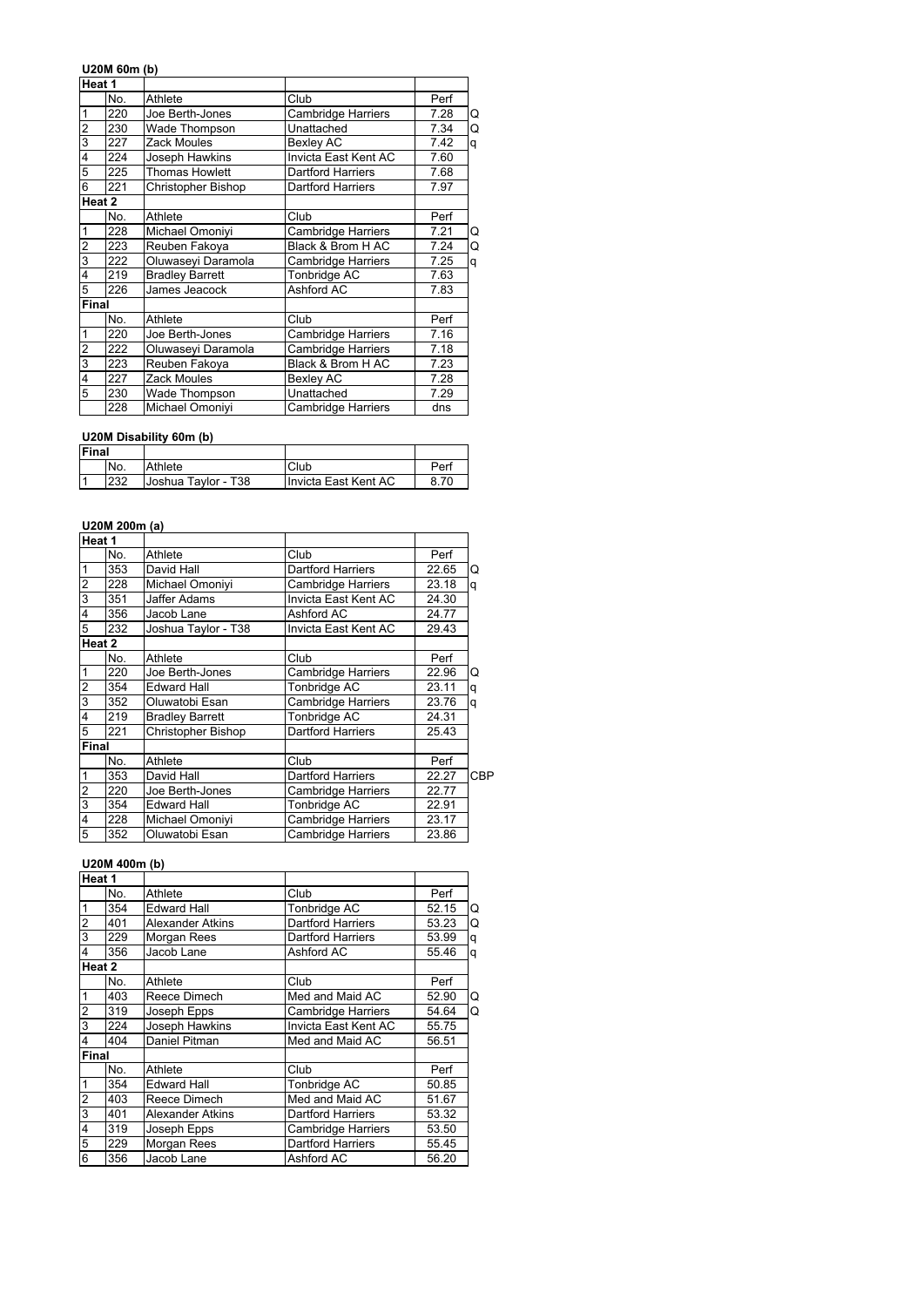### U20M 60m (b)

| Heat 1 | | | | | |
|---|---|---|---|---|---|
| | No. | Athlete | Club | Perf | |
| 1 | 220 | Joe Berth-Jones | Cambridge Harriers | 7.28 | Q |
| 2 | 230 | Wade Thompson | Unattached | 7.34 | Q |
| 3 | 227 | Zack Moules | Bexley AC | 7.42 | q |
| 4 | 224 | Joseph Hawkins | Invicta East Kent AC | 7.60 | |
| 5 | 225 | Thomas Howlett | Dartford Harriers | 7.68 | |
| 6 | 221 | Christopher Bishop | Dartford Harriers | 7.97 | |
| **Heat 2** | | | | | |
| | No. | Athlete | Club | Perf | |
| 1 | 228 | Michael Omoniyi | Cambridge Harriers | 7.21 | Q |
| 2 | 223 | Reuben Fakoya | Black & Brom H AC | 7.24 | Q |
| 3 | 222 | Oluwaseyi Daramola | Cambridge Harriers | 7.25 | q |
| 4 | 219 | Bradley Barrett | Tonbridge AC | 7.63 | |
| 5 | 226 | James Jeacock | Ashford AC | 7.83 | |
| **Final** | | | | | |
| | No. | Athlete | Club | Perf | |
| 1 | 220 | Joe Berth-Jones | Cambridge Harriers | 7.16 | |
| 2 | 222 | Oluwaseyi Daramola | Cambridge Harriers | 7.18 | |
| 3 | 223 | Reuben Fakoya | Black & Brom H AC | 7.23 | |
| 4 | 227 | Zack Moules | Bexley AC | 7.28 | |
| 5 | 230 | Wade Thompson | Unattached | 7.29 | |
| | 228 | Michael Omoniyi | Cambridge Harriers | dns | |

### U20M Disability 60m (b)

| Final | | | | |
|---|---|---|---|---|
| | No. | Athlete | Club | Perf |
| 1 | 232 | Joshua Taylor - T38 | Invicta East Kent AC | 8.70 |

### U20M 200m (a)

| Heat 1 | | | | | |
|---|---|---|---|---|---|
| | No. | Athlete | Club | Perf | |
| 1 | 353 | David Hall | Dartford Harriers | 22.65 | Q |
| 2 | 228 | Michael Omoniyi | Cambridge Harriers | 23.18 | q |
| 3 | 351 | Jaffer Adams | Invicta East Kent AC | 24.30 | |
| 4 | 356 | Jacob Lane | Ashford AC | 24.77 | |
| 5 | 232 | Joshua Taylor - T38 | Invicta East Kent AC | 29.43 | |
| **Heat 2** | | | | | |
| | No. | Athlete | Club | Perf | |
| 1 | 220 | Joe Berth-Jones | Cambridge Harriers | 22.96 | Q |
| 2 | 354 | Edward Hall | Tonbridge AC | 23.11 | q |
| 3 | 352 | Oluwatobi Esan | Cambridge Harriers | 23.76 | q |
| 4 | 219 | Bradley Barrett | Tonbridge AC | 24.31 | |
| 5 | 221 | Christopher Bishop | Dartford Harriers | 25.43 | |
| **Final** | | | | | |
| | No. | Athlete | Club | Perf | |
| 1 | 353 | David Hall | Dartford Harriers | 22.27 | CBP |
| 2 | 220 | Joe Berth-Jones | Cambridge Harriers | 22.77 | |
| 3 | 354 | Edward Hall | Tonbridge AC | 22.91 | |
| 4 | 228 | Michael Omoniyi | Cambridge Harriers | 23.17 | |
| 5 | 352 | Oluwatobi Esan | Cambridge Harriers | 23.86 | |

### U20M 400m (b)

| Heat 1 | | | | | |
|---|---|---|---|---|---|
| | No. | Athlete | Club | Perf | |
| 1 | 354 | Edward Hall | Tonbridge AC | 52.15 | Q |
| 2 | 401 | Alexander Atkins | Dartford Harriers | 53.23 | Q |
| 3 | 229 | Morgan Rees | Dartford Harriers | 53.99 | q |
| 4 | 356 | Jacob Lane | Ashford AC | 55.46 | q |
| **Heat 2** | | | | | |
| | No. | Athlete | Club | Perf | |
| 1 | 403 | Reece Dimech | Med and Maid AC | 52.90 | Q |
| 2 | 319 | Joseph Epps | Cambridge Harriers | 54.64 | Q |
| 3 | 224 | Joseph Hawkins | Invicta East Kent AC | 55.75 | |
| 4 | 404 | Daniel Pitman | Med and Maid AC | 56.51 | |
| **Final** | | | | | |
| | No. | Athlete | Club | Perf | |
| 1 | 354 | Edward Hall | Tonbridge AC | 50.85 | |
| 2 | 403 | Reece Dimech | Med and Maid AC | 51.67 | |
| 3 | 401 | Alexander Atkins | Dartford Harriers | 53.32 | |
| 4 | 319 | Joseph Epps | Cambridge Harriers | 53.50 | |
| 5 | 229 | Morgan Rees | Dartford Harriers | 55.45 | |
| 6 | 356 | Jacob Lane | Ashford AC | 56.20 | |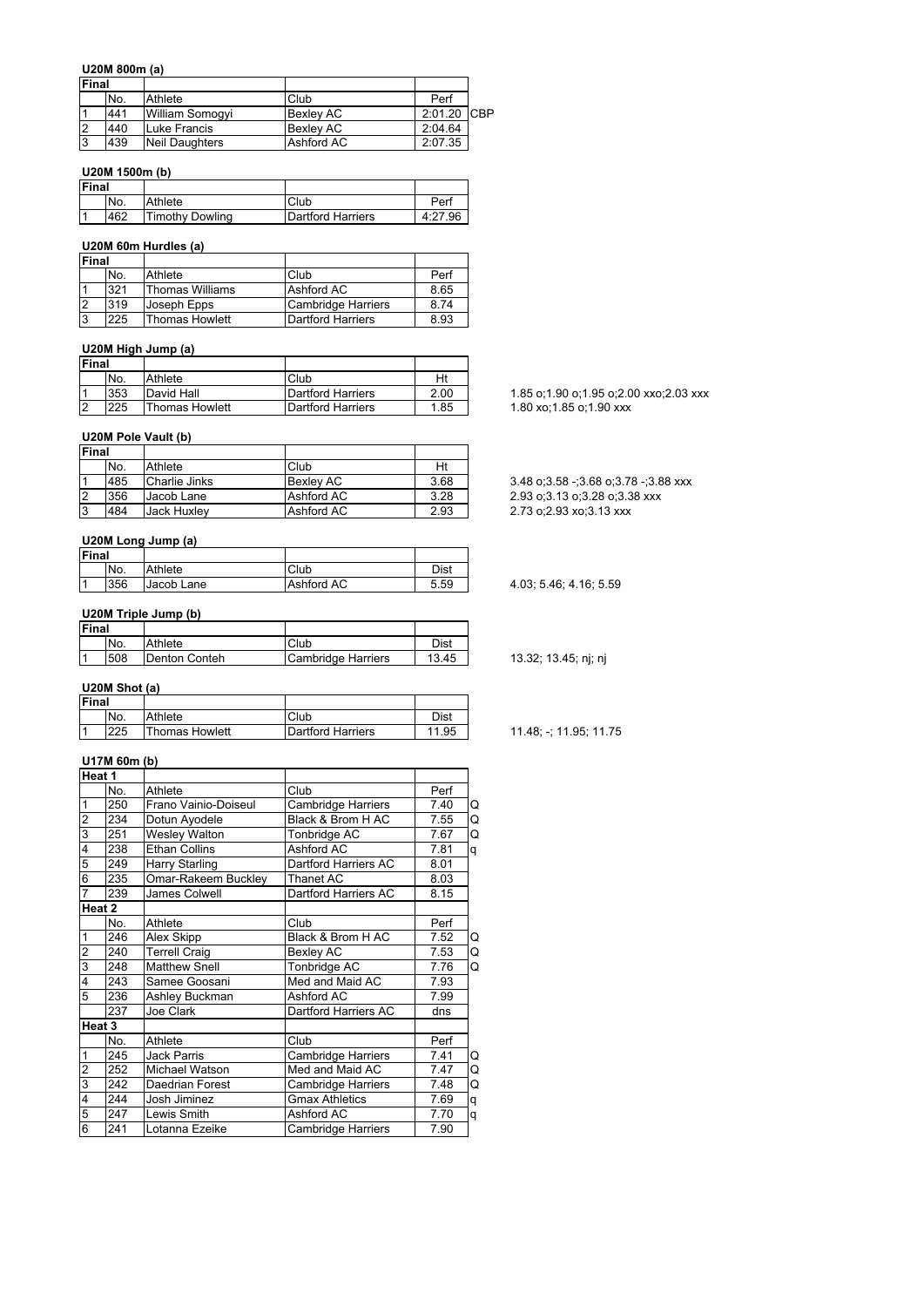### U20M 800m (a)

| Final | | | | | |
|---|---|---|---|---|---|
| | No. | Athlete | Club | Perf | |
| 1 | 441 | William Somogyi | Bexley AC | 2:01.20 | CBP |
| 2 | 440 | Luke Francis | Bexley AC | 2:04.64 | |
| 3 | 439 | Neil Daughters | Ashford AC | 2:07.35 | |

### U20M 1500m (b)

| Final | | | | |
|---|---|---|---|---|
| | No. | Athlete | Club | Perf |
| 1 | 462 | Timothy Dowling | Dartford Harriers | 4:27.96 |

### U20M 60m Hurdles (a)

| Final | | | | |
|---|---|---|---|---|
| | No. | Athlete | Club | Perf |
| 1 | 321 | Thomas Williams | Ashford AC | 8.65 |
| 2 | 319 | Joseph Epps | Cambridge Harriers | 8.74 |
| 3 | 225 | Thomas Howlett | Dartford Harriers | 8.93 |

### U20M High Jump (a)

| Final | | | | | |
|---|---|---|---|---|---|
| | No. | Athlete | Club | Ht | |
| 1 | 353 | David Hall | Dartford Harriers | 2.00 | 1.85 o;1.90 o;1.95 o;2.00 xxo;2.03 xxx |
| 2 | 225 | Thomas Howlett | Dartford Harriers | 1.85 | 1.80 xo;1.85 o;1.90 xxx |

### U20M Pole Vault (b)

| Final | | | | | |
|---|---|---|---|---|---|
| | No. | Athlete | Club | Ht | |
| 1 | 485 | Charlie Jinks | Bexley AC | 3.68 | 3.48 o;3.58 -;3.68 o;3.78 -;3.88 xxx |
| 2 | 356 | Jacob Lane | Ashford AC | 3.28 | 2.93 o;3.13 o;3.28 o;3.38 xxx |
| 3 | 484 | Jack Huxley | Ashford AC | 2.93 | 2.73 o;2.93 xo;3.13 xxx |

### U20M Long Jump (a)

| Final | | | | | |
|---|---|---|---|---|---|
| | No. | Athlete | Club | Dist | |
| 1 | 356 | Jacob Lane | Ashford AC | 5.59 | 4.03; 5.46; 4.16; 5.59 |

### U20M Triple Jump (b)

| Final | | | | | |
|---|---|---|---|---|---|
| | No. | Athlete | Club | Dist | |
| 1 | 508 | Denton Conteh | Cambridge Harriers | 13.45 | 13.32; 13.45; nj; nj |

### U20M Shot (a)

| Final | | | | | |
|---|---|---|---|---|---|
| | No. | Athlete | Club | Dist | |
| 1 | 225 | Thomas Howlett | Dartford Harriers | 11.95 | 11.48; -; 11.95; 11.75 |

### U17M 60m (b)

| Heat 1 | | | | | |
|---|---|---|---|---|---|
| | No. | Athlete | Club | Perf | |
| 1 | 250 | Frano Vainio-Doiseul | Cambridge Harriers | 7.40 | Q |
| 2 | 234 | Dotun Ayodele | Black & Brom H AC | 7.55 | Q |
| 3 | 251 | Wesley Walton | Tonbridge AC | 7.67 | Q |
| 4 | 238 | Ethan Collins | Ashford AC | 7.81 | q |
| 5 | 249 | Harry Starling | Dartford Harriers AC | 8.01 | |
| 6 | 235 | Omar-Rakeem Buckley | Thanet AC | 8.03 | |
| 7 | 239 | James Colwell | Dartford Harriers AC | 8.15 | |
| **Heat 2** | | | | | |
| | No. | Athlete | Club | Perf | |
| 1 | 246 | Alex Skipp | Black & Brom H AC | 7.52 | Q |
| 2 | 240 | Terrell Craig | Bexley AC | 7.53 | Q |
| 3 | 248 | Matthew Snell | Tonbridge AC | 7.76 | Q |
| 4 | 243 | Samee Goosani | Med and Maid AC | 7.93 | |
| 5 | 236 | Ashley Buckman | Ashford AC | 7.99 | |
| | 237 | Joe Clark | Dartford Harriers AC | dns | |
| **Heat 3** | | | | | |
| | No. | Athlete | Club | Perf | |
| 1 | 245 | Jack Parris | Cambridge Harriers | 7.41 | Q |
| 2 | 252 | Michael Watson | Med and Maid AC | 7.47 | Q |
| 3 | 242 | Daedrian Forest | Cambridge Harriers | 7.48 | Q |
| 4 | 244 | Josh Jiminez | Gmax Athletics | 7.69 | q |
| 5 | 247 | Lewis Smith | Ashford AC | 7.70 | q |
| 6 | 241 | Lotanna Ezeike | Cambridge Harriers | 7.90 | |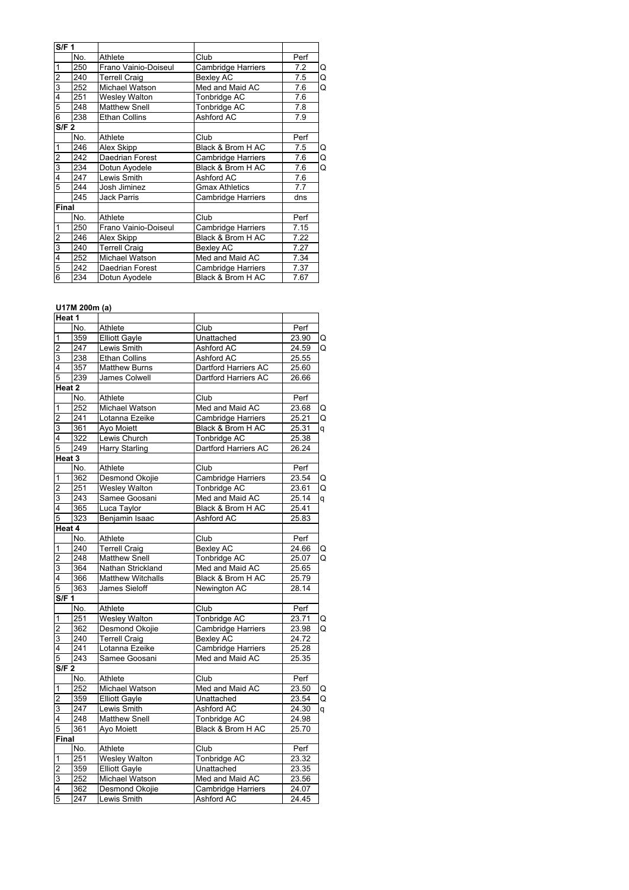| S/F 1 | | | | | |
|---|---|---|---|---|---|
| | No. | Athlete | Club | Perf | |
| 1 | 250 | Frano Vainio-Doiseul | Cambridge Harriers | 7.2 | Q |
| 2 | 240 | Terrell Craig | Bexley AC | 7.5 | Q |
| 3 | 252 | Michael Watson | Med and Maid AC | 7.6 | Q |
| 4 | 251 | Wesley Walton | Tonbridge AC | 7.6 | |
| 5 | 248 | Matthew Snell | Tonbridge AC | 7.8 | |
| 6 | 238 | Ethan Collins | Ashford AC | 7.9 | |
| **S/F 2** | | | | | |
| | No. | Athlete | Club | Perf | |
| 1 | 246 | Alex Skipp | Black & Brom H AC | 7.5 | Q |
| 2 | 242 | Daedrian Forest | Cambridge Harriers | 7.6 | Q |
| 3 | 234 | Dotun Ayodele | Black & Brom H AC | 7.6 | Q |
| 4 | 247 | Lewis Smith | Ashford AC | 7.6 | |
| 5 | 244 | Josh Jiminez | Gmax Athletics | 7.7 | |
| | 245 | Jack Parris | Cambridge Harriers | dns | |
| **Final** | | | | | |
| | No. | Athlete | Club | Perf | |
| 1 | 250 | Frano Vainio-Doiseul | Cambridge Harriers | 7.15 | |
| 2 | 246 | Alex Skipp | Black & Brom H AC | 7.22 | |
| 3 | 240 | Terrell Craig | Bexley AC | 7.27 | |
| 4 | 252 | Michael Watson | Med and Maid AC | 7.34 | |
| 5 | 242 | Daedrian Forest | Cambridge Harriers | 7.37 | |
| 6 | 234 | Dotun Ayodele | Black & Brom H AC | 7.67 | |

### U17M 200m (a)

| Heat 1 | | | | | |
|---|---|---|---|---|---|
| | No. | Athlete | Club | Perf | |
| 1 | 359 | Elliott Gayle | Unattached | 23.90 | Q |
| 2 | 247 | Lewis Smith | Ashford AC | 24.59 | Q |
| 3 | 238 | Ethan Collins | Ashford AC | 25.55 | |
| 4 | 357 | Matthew Burns | Dartford Harriers AC | 25.60 | |
| 5 | 239 | James Colwell | Dartford Harriers AC | 26.66 | |
| **Heat 2** | | | | | |
| | No. | Athlete | Club | Perf | |
| 1 | 252 | Michael Watson | Med and Maid AC | 23.68 | Q |
| 2 | 241 | Lotanna Ezeike | Cambridge Harriers | 25.21 | Q |
| 3 | 361 | Ayo Moiett | Black & Brom H AC | 25.31 | q |
| 4 | 322 | Lewis Church | Tonbridge AC | 25.38 | |
| 5 | 249 | Harry Starling | Dartford Harriers AC | 26.24 | |
| **Heat 3** | | | | | |
| | No. | Athlete | Club | Perf | |
| 1 | 362 | Desmond Okojie | Cambridge Harriers | 23.54 | Q |
| 2 | 251 | Wesley Walton | Tonbridge AC | 23.61 | Q |
| 3 | 243 | Samee Goosani | Med and Maid AC | 25.14 | q |
| 4 | 365 | Luca Taylor | Black & Brom H AC | 25.41 | |
| 5 | 323 | Benjamin Isaac | Ashford AC | 25.83 | |
| **Heat 4** | | | | | |
| | No. | Athlete | Club | Perf | |
| 1 | 240 | Terrell Craig | Bexley AC | 24.66 | Q |
| 2 | 248 | Matthew Snell | Tonbridge AC | 25.07 | Q |
| 3 | 364 | Nathan Strickland | Med and Maid AC | 25.65 | |
| 4 | 366 | Matthew Witchalls | Black & Brom H AC | 25.79 | |
| 5 | 363 | James Sieloff | Newington AC | 28.14 | |
| **S/F 1** | | | | | |
| | No. | Athlete | Club | Perf | |
| 1 | 251 | Wesley Walton | Tonbridge AC | 23.71 | Q |
| 2 | 362 | Desmond Okojie | Cambridge Harriers | 23.98 | Q |
| 3 | 240 | Terrell Craig | Bexley AC | 24.72 | |
| 4 | 241 | Lotanna Ezeike | Cambridge Harriers | 25.28 | |
| 5 | 243 | Samee Goosani | Med and Maid AC | 25.35 | |
| **S/F 2** | | | | | |
| | No. | Athlete | Club | Perf | |
| 1 | 252 | Michael Watson | Med and Maid AC | 23.50 | Q |
| 2 | 359 | Elliott Gayle | Unattached | 23.54 | Q |
| 3 | 247 | Lewis Smith | Ashford AC | 24.30 | q |
| 4 | 248 | Matthew Snell | Tonbridge AC | 24.98 | |
| 5 | 361 | Ayo Moiett | Black & Brom H AC | 25.70 | |
| **Final** | | | | | |
| | No. | Athlete | Club | Perf | |
| 1 | 251 | Wesley Walton | Tonbridge AC | 23.32 | |
| 2 | 359 | Elliott Gayle | Unattached | 23.35 | |
| 3 | 252 | Michael Watson | Med and Maid AC | 23.56 | |
| 4 | 362 | Desmond Okojie | Cambridge Harriers | 24.07 | |
| 5 | 247 | Lewis Smith | Ashford AC | 24.45 | |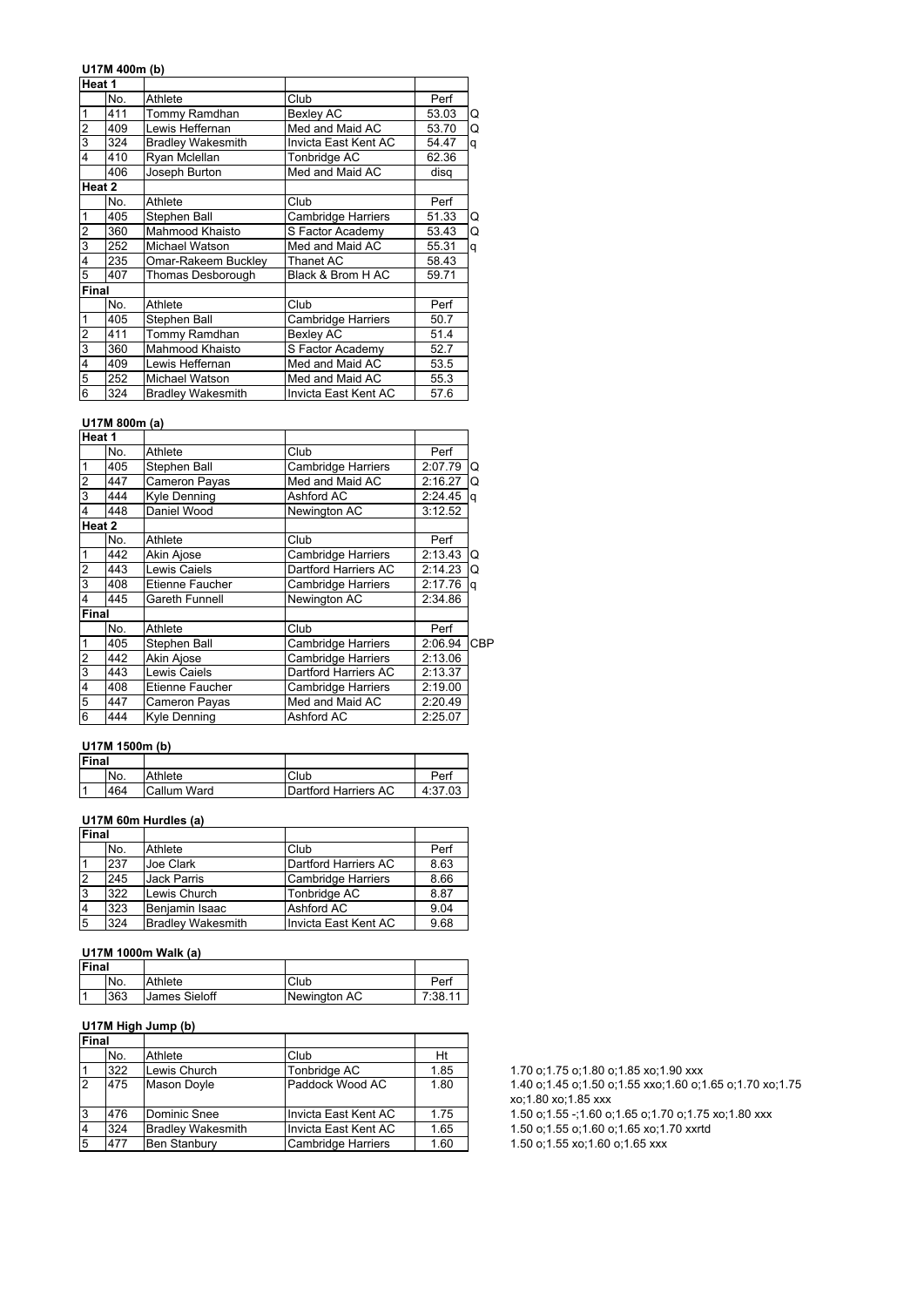### U17M 400m (b)

| Heat 1 | | | | | |
|---|---|---|---|---|---|
| | No. | Athlete | Club | Perf | |
| 1 | 411 | Tommy Ramdhan | Bexley AC | 53.03 | Q |
| 2 | 409 | Lewis Heffernan | Med and Maid AC | 53.70 | Q |
| 3 | 324 | Bradley Wakesmith | Invicta East Kent AC | 54.47 | q |
| 4 | 410 | Ryan Mclellan | Tonbridge AC | 62.36 | |
| | 406 | Joseph Burton | Med and Maid AC | disq | |
| **Heat 2** | | | | | |
| | No. | Athlete | Club | Perf | |
| 1 | 405 | Stephen Ball | Cambridge Harriers | 51.33 | Q |
| 2 | 360 | Mahmood Khaisto | S Factor Academy | 53.43 | Q |
| 3 | 252 | Michael Watson | Med and Maid AC | 55.31 | q |
| 4 | 235 | Omar-Rakeem Buckley | Thanet AC | 58.43 | |
| 5 | 407 | Thomas Desborough | Black & Brom H AC | 59.71 | |
| **Final** | | | | | |
| | No. | Athlete | Club | Perf | |
| 1 | 405 | Stephen Ball | Cambridge Harriers | 50.7 | |
| 2 | 411 | Tommy Ramdhan | Bexley AC | 51.4 | |
| 3 | 360 | Mahmood Khaisto | S Factor Academy | 52.7 | |
| 4 | 409 | Lewis Heffernan | Med and Maid AC | 53.5 | |
| 5 | 252 | Michael Watson | Med and Maid AC | 55.3 | |
| 6 | 324 | Bradley Wakesmith | Invicta East Kent AC | 57.6 | |

### U17M 800m (a)

| Heat 1 | | | | | |
|---|---|---|---|---|---|
| | No. | Athlete | Club | Perf | |
| 1 | 405 | Stephen Ball | Cambridge Harriers | 2:07.79 | Q |
| 2 | 447 | Cameron Payas | Med and Maid AC | 2:16.27 | Q |
| 3 | 444 | Kyle Denning | Ashford AC | 2:24.45 | q |
| 4 | 448 | Daniel Wood | Newington AC | 3:12.52 | |
| **Heat 2** | | | | | |
| | No. | Athlete | Club | Perf | |
| 1 | 442 | Akin Ajose | Cambridge Harriers | 2:13.43 | Q |
| 2 | 443 | Lewis Caiels | Dartford Harriers AC | 2:14.23 | Q |
| 3 | 408 | Etienne Faucher | Cambridge Harriers | 2:17.76 | q |
| 4 | 445 | Gareth Funnell | Newington AC | 2:34.86 | |
| **Final** | | | | | |
| | No. | Athlete | Club | Perf | |
| 1 | 405 | Stephen Ball | Cambridge Harriers | 2:06.94 | CBP |
| 2 | 442 | Akin Ajose | Cambridge Harriers | 2:13.06 | |
| 3 | 443 | Lewis Caiels | Dartford Harriers AC | 2:13.37 | |
| 4 | 408 | Etienne Faucher | Cambridge Harriers | 2:19.00 | |
| 5 | 447 | Cameron Payas | Med and Maid AC | 2:20.49 | |
| 6 | 444 | Kyle Denning | Ashford AC | 2:25.07 | |

### U17M 1500m (b)

| Final | | | | |
|---|---|---|---|---|
| | No. | Athlete | Club | Perf |
| 1 | 464 | Callum Ward | Dartford Harriers AC | 4:37.03 |

### U17M 60m Hurdles (a)

| Final | | | | |
|---|---|---|---|---|
| | No. | Athlete | Club | Perf |
| 1 | 237 | Joe Clark | Dartford Harriers AC | 8.63 |
| 2 | 245 | Jack Parris | Cambridge Harriers | 8.66 |
| 3 | 322 | Lewis Church | Tonbridge AC | 8.87 |
| 4 | 323 | Benjamin Isaac | Ashford AC | 9.04 |
| 5 | 324 | Bradley Wakesmith | Invicta East Kent AC | 9.68 |

### U17M 1000m Walk (a)

| Final | | | | |
|---|---|---|---|---|
| | No. | Athlete | Club | Perf |
| 1 | 363 | James Sieloff | Newington AC | 7:38.11 |

### U17M High Jump (b)

| Final | | | | | |
|---|---|---|---|---|---|
| | No. | Athlete | Club | Ht | |
| 1 | 322 | Lewis Church | Tonbridge AC | 1.85 | 1.70 o;1.75 o;1.80 o;1.85 xo;1.90 xxx |
| 2 | 475 | Mason Doyle | Paddock Wood AC | 1.80 | 1.40 o;1.45 o;1.50 o;1.55 xxo;1.60 o;1.65 o;1.70 xo;1.75 xo;1.80 xo;1.85 xxx |
| 3 | 476 | Dominic Snee | Invicta East Kent AC | 1.75 | 1.50 o;1.55 -;1.60 o;1.65 o;1.70 o;1.75 xo;1.80 xxx |
| 4 | 324 | Bradley Wakesmith | Invicta East Kent AC | 1.65 | 1.50 o;1.55 o;1.60 o;1.65 xo;1.70 xxrtd |
| 5 | 477 | Ben Stanbury | Cambridge Harriers | 1.60 | 1.50 o;1.55 xo;1.60 o;1.65 xxx |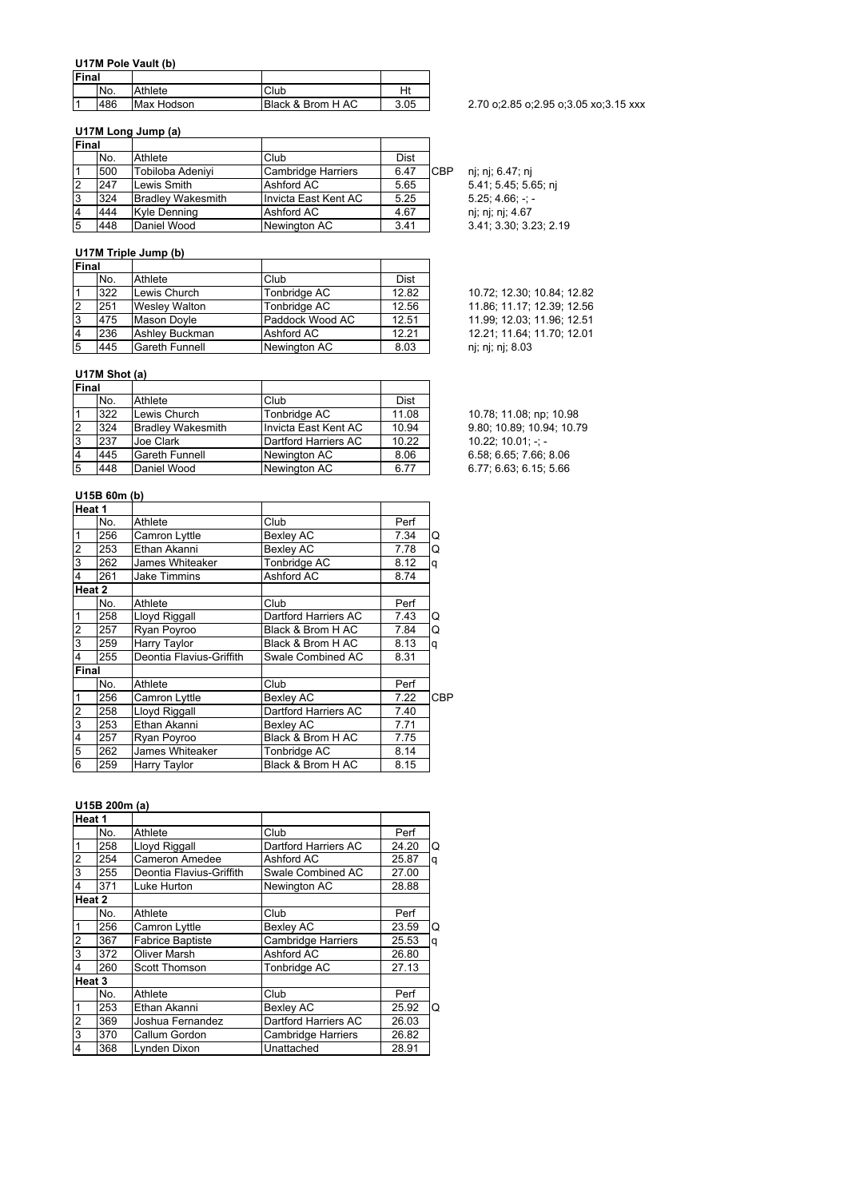### U17M Pole Vault (b)

| Final | | | | | | |
|---|---|---|---|---|---|---|
| | No. | Athlete | Club | Ht | | |
| 1 | 486 | Max Hodson | Black & Brom H AC | 3.05 | | 2.70 o;2.85 o;2.95 o;3.05 xo;3.15 xxx |

### U17M Long Jump (a)

| Final | | | | | | |
|---|---|---|---|---|---|---|
| | No. | Athlete | Club | Dist | | |
| 1 | 500 | Tobiloba Adeniyi | Cambridge Harriers | 6.47 | CBP | nj; nj; 6.47; nj |
| 2 | 247 | Lewis Smith | Ashford AC | 5.65 | | 5.41; 5.45; 5.65; nj |
| 3 | 324 | Bradley Wakesmith | Invicta East Kent AC | 5.25 | | 5.25; 4.66; -; - |
| 4 | 444 | Kyle Denning | Ashford AC | 4.67 | | nj; nj; nj; 4.67 |
| 5 | 448 | Daniel Wood | Newington AC | 3.41 | | 3.41; 3.30; 3.23; 2.19 |

### U17M Triple Jump (b)

| Final | | | | | |
|---|---|---|---|---|---|
| | No. | Athlete | Club | Dist | |
| 1 | 322 | Lewis Church | Tonbridge AC | 12.82 | 10.72; 12.30; 10.84; 12.82 |
| 2 | 251 | Wesley Walton | Tonbridge AC | 12.56 | 11.86; 11.17; 12.39; 12.56 |
| 3 | 475 | Mason Doyle | Paddock Wood AC | 12.51 | 11.99; 12.03; 11.96; 12.51 |
| 4 | 236 | Ashley Buckman | Ashford AC | 12.21 | 12.21; 11.64; 11.70; 12.01 |
| 5 | 445 | Gareth Funnell | Newington AC | 8.03 | nj; nj; nj; 8.03 |

### U17M Shot (a)

| Final | | | | | |
|---|---|---|---|---|---|
| | No. | Athlete | Club | Dist | |
| 1 | 322 | Lewis Church | Tonbridge AC | 11.08 | 10.78; 11.08; np; 10.98 |
| 2 | 324 | Bradley Wakesmith | Invicta East Kent AC | 10.94 | 9.80; 10.89; 10.94; 10.79 |
| 3 | 237 | Joe Clark | Dartford Harriers AC | 10.22 | 10.22; 10.01; -; - |
| 4 | 445 | Gareth Funnell | Newington AC | 8.06 | 6.58; 6.65; 7.66; 8.06 |
| 5 | 448 | Daniel Wood | Newington AC | 6.77 | 6.77; 6.63; 6.15; 5.66 |

### U15B 60m (b)

| Heat 1 | | | | | |
|---|---|---|---|---|---|
| | No. | Athlete | Club | Perf | |
| 1 | 256 | Camron Lyttle | Bexley AC | 7.34 | Q |
| 2 | 253 | Ethan Akanni | Bexley AC | 7.78 | Q |
| 3 | 262 | James Whiteaker | Tonbridge AC | 8.12 | q |
| 4 | 261 | Jake Timmins | Ashford AC | 8.74 | |
| **Heat 2** | | | | | |
| | No. | Athlete | Club | Perf | |
| 1 | 258 | Lloyd Riggall | Dartford Harriers AC | 7.43 | Q |
| 2 | 257 | Ryan Poyroo | Black & Brom H AC | 7.84 | Q |
| 3 | 259 | Harry Taylor | Black & Brom H AC | 8.13 | q |
| 4 | 255 | Deontia Flavius-Griffith | Swale Combined AC | 8.31 | |
| **Final** | | | | | |
| | No. | Athlete | Club | Perf | |
| 1 | 256 | Camron Lyttle | Bexley AC | 7.22 | CBP |
| 2 | 258 | Lloyd Riggall | Dartford Harriers AC | 7.40 | |
| 3 | 253 | Ethan Akanni | Bexley AC | 7.71 | |
| 4 | 257 | Ryan Poyroo | Black & Brom H AC | 7.75 | |
| 5 | 262 | James Whiteaker | Tonbridge AC | 8.14 | |
| 6 | 259 | Harry Taylor | Black & Brom H AC | 8.15 | |

### U15B 200m (a)

| Heat 1 | | | | | |
|---|---|---|---|---|---|
| | No. | Athlete | Club | Perf | |
| 1 | 258 | Lloyd Riggall | Dartford Harriers AC | 24.20 | Q |
| 2 | 254 | Cameron Amedee | Ashford AC | 25.87 | q |
| 3 | 255 | Deontia Flavius-Griffith | Swale Combined AC | 27.00 | |
| 4 | 371 | Luke Hurton | Newington AC | 28.88 | |
| **Heat 2** | | | | | |
| | No. | Athlete | Club | Perf | |
| 1 | 256 | Camron Lyttle | Bexley AC | 23.59 | Q |
| 2 | 367 | Fabrice Baptiste | Cambridge Harriers | 25.53 | q |
| 3 | 372 | Oliver Marsh | Ashford AC | 26.80 | |
| 4 | 260 | Scott Thomson | Tonbridge AC | 27.13 | |
| **Heat 3** | | | | | |
| | No. | Athlete | Club | Perf | |
| 1 | 253 | Ethan Akanni | Bexley AC | 25.92 | Q |
| 2 | 369 | Joshua Fernandez | Dartford Harriers AC | 26.03 | |
| 3 | 370 | Callum Gordon | Cambridge Harriers | 26.82 | |
| 4 | 368 | Lynden Dixon | Unattached | 28.91 | |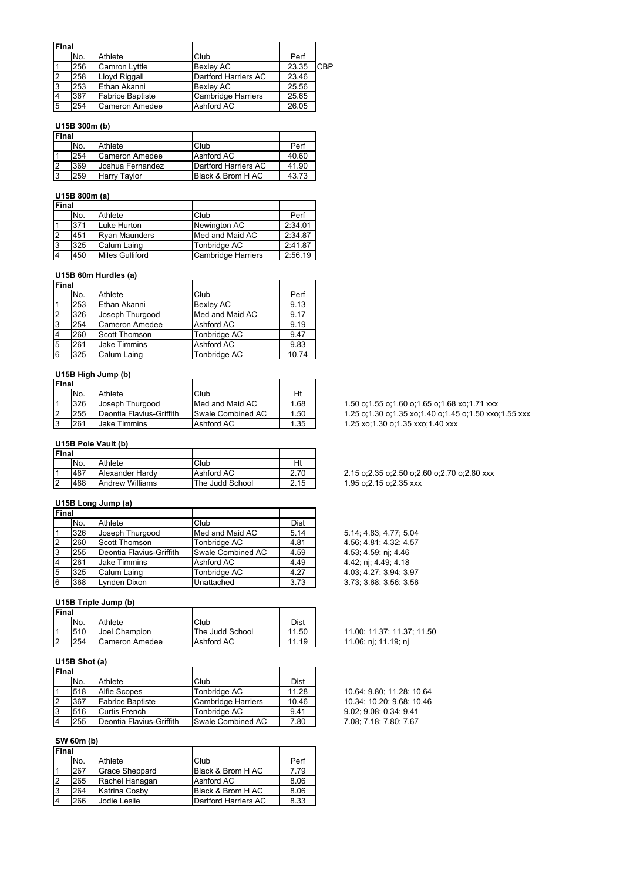| Final | | | | | |
|---|---|---|---|---|---|
| | No. | Athlete | Club | Perf | |
| 1 | 256 | Camron Lyttle | Bexley AC | 23.35 | CBP |
| 2 | 258 | Lloyd Riggall | Dartford Harriers AC | 23.46 | |
| 3 | 253 | Ethan Akanni | Bexley AC | 25.56 | |
| 4 | 367 | Fabrice Baptiste | Cambridge Harriers | 25.65 | |
| 5 | 254 | Cameron Amedee | Ashford AC | 26.05 | |

### U15B 300m (b)

| Final | | | | |
|---|---|---|---|---|
| | No. | Athlete | Club | Perf |
| 1 | 254 | Cameron Amedee | Ashford AC | 40.60 |
| 2 | 369 | Joshua Fernandez | Dartford Harriers AC | 41.90 |
| 3 | 259 | Harry Taylor | Black & Brom H AC | 43.73 |

### U15B 800m (a)

| Final | | | | |
|---|---|---|---|---|
| | No. | Athlete | Club | Perf |
| 1 | 371 | Luke Hurton | Newington AC | 2:34.01 |
| 2 | 451 | Ryan Maunders | Med and Maid AC | 2:34.87 |
| 3 | 325 | Calum Laing | Tonbridge AC | 2:41.87 |
| 4 | 450 | Miles Gulliford | Cambridge Harriers | 2:56.19 |

### U15B 60m Hurdles (a)

| Final | | | | |
|---|---|---|---|---|
| | No. | Athlete | Club | Perf |
| 1 | 253 | Ethan Akanni | Bexley AC | 9.13 |
| 2 | 326 | Joseph Thurgood | Med and Maid AC | 9.17 |
| 3 | 254 | Cameron Amedee | Ashford AC | 9.19 |
| 4 | 260 | Scott Thomson | Tonbridge AC | 9.47 |
| 5 | 261 | Jake Timmins | Ashford AC | 9.83 |
| 6 | 325 | Calum Laing | Tonbridge AC | 10.74 |

### U15B High Jump (b)

| Final | | | | | |
|---|---|---|---|---|---|
| | No. | Athlete | Club | Ht | |
| 1 | 326 | Joseph Thurgood | Med and Maid AC | 1.68 | 1.50 o;1.55 o;1.60 o;1.65 o;1.68 xo;1.71 xxx |
| 2 | 255 | Deontia Flavius-Griffith | Swale Combined AC | 1.50 | 1.25 o;1.30 o;1.35 xo;1.40 o;1.45 o;1.50 xxo;1.55 xxx |
| 3 | 261 | Jake Timmins | Ashford AC | 1.35 | 1.25 xo;1.30 o;1.35 xxo;1.40 xxx |

### U15B Pole Vault (b)

| Final | | | | | |
|---|---|---|---|---|---|
| | No. | Athlete | Club | Ht | |
| 1 | 487 | Alexander Hardy | Ashford AC | 2.70 | 2.15 o;2.35 o;2.50 o;2.60 o;2.70 o;2.80 xxx |
| 2 | 488 | Andrew Williams | The Judd School | 2.15 | 1.95 o;2.15 o;2.35 xxx |

### U15B Long Jump (a)

| Final | | | | | |
|---|---|---|---|---|---|
| | No. | Athlete | Club | Dist | |
| 1 | 326 | Joseph Thurgood | Med and Maid AC | 5.14 | 5.14; 4.83; 4.77; 5.04 |
| 2 | 260 | Scott Thomson | Tonbridge AC | 4.81 | 4.56; 4.81; 4.32; 4.57 |
| 3 | 255 | Deontia Flavius-Griffith | Swale Combined AC | 4.59 | 4.53; 4.59; nj; 4.46 |
| 4 | 261 | Jake Timmins | Ashford AC | 4.49 | 4.42; nj; 4.49; 4.18 |
| 5 | 325 | Calum Laing | Tonbridge AC | 4.27 | 4.03; 4.27; 3.94; 3.97 |
| 6 | 368 | Lynden Dixon | Unattached | 3.73 | 3.73; 3.68; 3.56; 3.56 |

### U15B Triple Jump (b)

| Final | | | | | |
|---|---|---|---|---|---|
| | No. | Athlete | Club | Dist | |
| 1 | 510 | Joel Champion | The Judd School | 11.50 | 11.00; 11.37; 11.37; 11.50 |
| 2 | 254 | Cameron Amedee | Ashford AC | 11.19 | 11.06; nj; 11.19; nj |

### U15B Shot (a)

| Final | | | | | |
|---|---|---|---|---|---|
| | No. | Athlete | Club | Dist | |
| 1 | 518 | Alfie Scopes | Tonbridge AC | 11.28 | 10.64; 9.80; 11.28; 10.64 |
| 2 | 367 | Fabrice Baptiste | Cambridge Harriers | 10.46 | 10.34; 10.20; 9.68; 10.46 |
| 3 | 516 | Curtis French | Tonbridge AC | 9.41 | 9.02; 9.08; 0.34; 9.41 |
| 4 | 255 | Deontia Flavius-Griffith | Swale Combined AC | 7.80 | 7.08; 7.18; 7.80; 7.67 |

### SW 60m (b)

| Final | | | | |
|---|---|---|---|---|
| | No. | Athlete | Club | Perf |
| 1 | 267 | Grace Sheppard | Black & Brom H AC | 7.79 |
| 2 | 265 | Rachel Hanagan | Ashford AC | 8.06 |
| 3 | 264 | Katrina Cosby | Black & Brom H AC | 8.06 |
| 4 | 266 | Jodie Leslie | Dartford Harriers AC | 8.33 |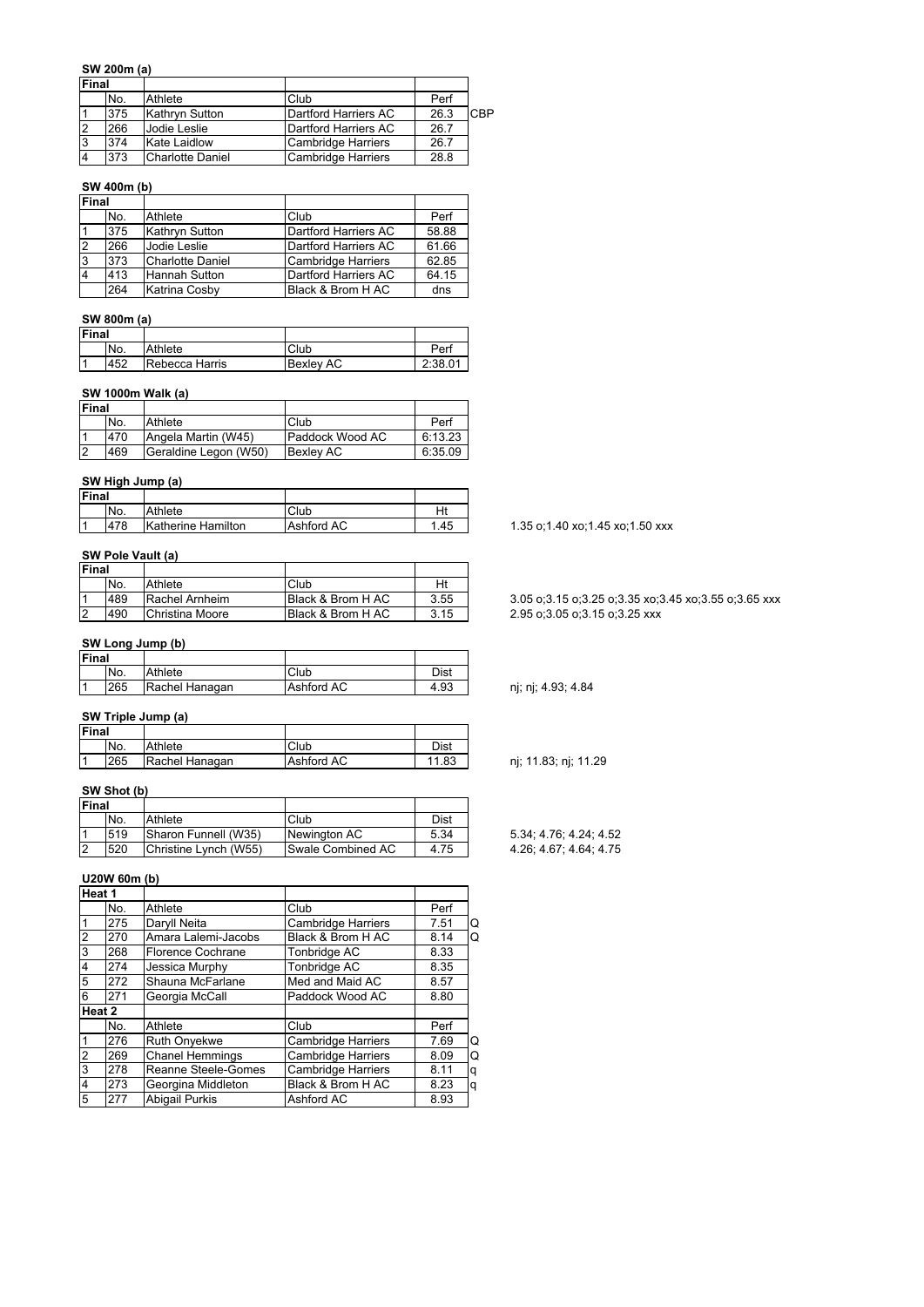### SW 200m (a)

| Final | | | | | |
|---|---|---|---|---|---|
| | No. | Athlete | Club | Perf | |
| 1 | 375 | Kathryn Sutton | Dartford Harriers AC | 26.3 | CBP |
| 2 | 266 | Jodie Leslie | Dartford Harriers AC | 26.7 | |
| 3 | 374 | Kate Laidlow | Cambridge Harriers | 26.7 | |
| 4 | 373 | Charlotte Daniel | Cambridge Harriers | 28.8 | |

### SW 400m (b)

| Final | | | | |
|---|---|---|---|---|
| | No. | Athlete | Club | Perf |
| 1 | 375 | Kathryn Sutton | Dartford Harriers AC | 58.88 |
| 2 | 266 | Jodie Leslie | Dartford Harriers AC | 61.66 |
| 3 | 373 | Charlotte Daniel | Cambridge Harriers | 62.85 |
| 4 | 413 | Hannah Sutton | Dartford Harriers AC | 64.15 |
| | 264 | Katrina Cosby | Black & Brom H AC | dns |

### SW 800m (a)

| Final | | | | |
|---|---|---|---|---|
| | No. | Athlete | Club | Perf |
| 1 | 452 | Rebecca Harris | Bexley AC | 2:38.01 |

### SW 1000m Walk (a)

| Final | | | | |
|---|---|---|---|---|
| | No. | Athlete | Club | Perf |
| 1 | 470 | Angela Martin (W45) | Paddock Wood AC | 6:13.23 |
| 2 | 469 | Geraldine Legon (W50) | Bexley AC | 6:35.09 |

### SW High Jump (a)

| Final | | | | | |
|---|---|---|---|---|---|
| | No. | Athlete | Club | Ht | |
| 1 | 478 | Katherine Hamilton | Ashford AC | 1.45 | 1.35 o;1.40 xo;1.45 xo;1.50 xxx |

### SW Pole Vault (a)

| Final | | | | | |
|---|---|---|---|---|---|
| | No. | Athlete | Club | Ht | |
| 1 | 489 | Rachel Arnheim | Black & Brom H AC | 3.55 | 3.05 o;3.15 o;3.25 o;3.35 xo;3.45 xo;3.55 o;3.65 xxx |
| 2 | 490 | Christina Moore | Black & Brom H AC | 3.15 | 2.95 o;3.05 o;3.15 o;3.25 xxx |

### SW Long Jump (b)

| Final | | | | | |
|---|---|---|---|---|---|
| | No. | Athlete | Club | Dist | |
| 1 | 265 | Rachel Hanagan | Ashford AC | 4.93 | nj; nj; 4.93; 4.84 |

### SW Triple Jump (a)

| Final | | | | | |
|---|---|---|---|---|---|
| | No. | Athlete | Club | Dist | |
| 1 | 265 | Rachel Hanagan | Ashford AC | 11.83 | nj; 11.83; nj; 11.29 |

### SW Shot (b)

| Final | | | | | |
|---|---|---|---|---|---|
| | No. | Athlete | Club | Dist | |
| 1 | 519 | Sharon Funnell (W35) | Newington AC | 5.34 | 5.34; 4.76; 4.24; 4.52 |
| 2 | 520 | Christine Lynch (W55) | Swale Combined AC | 4.75 | 4.26; 4.67; 4.64; 4.75 |

### U20W 60m (b)

| Heat 1 | | | | | |
|---|---|---|---|---|---|
| | No. | Athlete | Club | Perf | |
| 1 | 275 | Daryll Neita | Cambridge Harriers | 7.51 | Q |
| 2 | 270 | Amara Lalemi-Jacobs | Black & Brom H AC | 8.14 | Q |
| 3 | 268 | Florence Cochrane | Tonbridge AC | 8.33 | |
| 4 | 274 | Jessica Murphy | Tonbridge AC | 8.35 | |
| 5 | 272 | Shauna McFarlane | Med and Maid AC | 8.57 | |
| 6 | 271 | Georgia McCall | Paddock Wood AC | 8.80 | |
| **Heat 2** | | | | | |
| | No. | Athlete | Club | Perf | |
| 1 | 276 | Ruth Onyekwe | Cambridge Harriers | 7.69 | Q |
| 2 | 269 | Chanel Hemmings | Cambridge Harriers | 8.09 | Q |
| 3 | 278 | Reanne Steele-Gomes | Cambridge Harriers | 8.11 | q |
| 4 | 273 | Georgina Middleton | Black & Brom H AC | 8.23 | q |
| 5 | 277 | Abigail Purkis | Ashford AC | 8.93 | |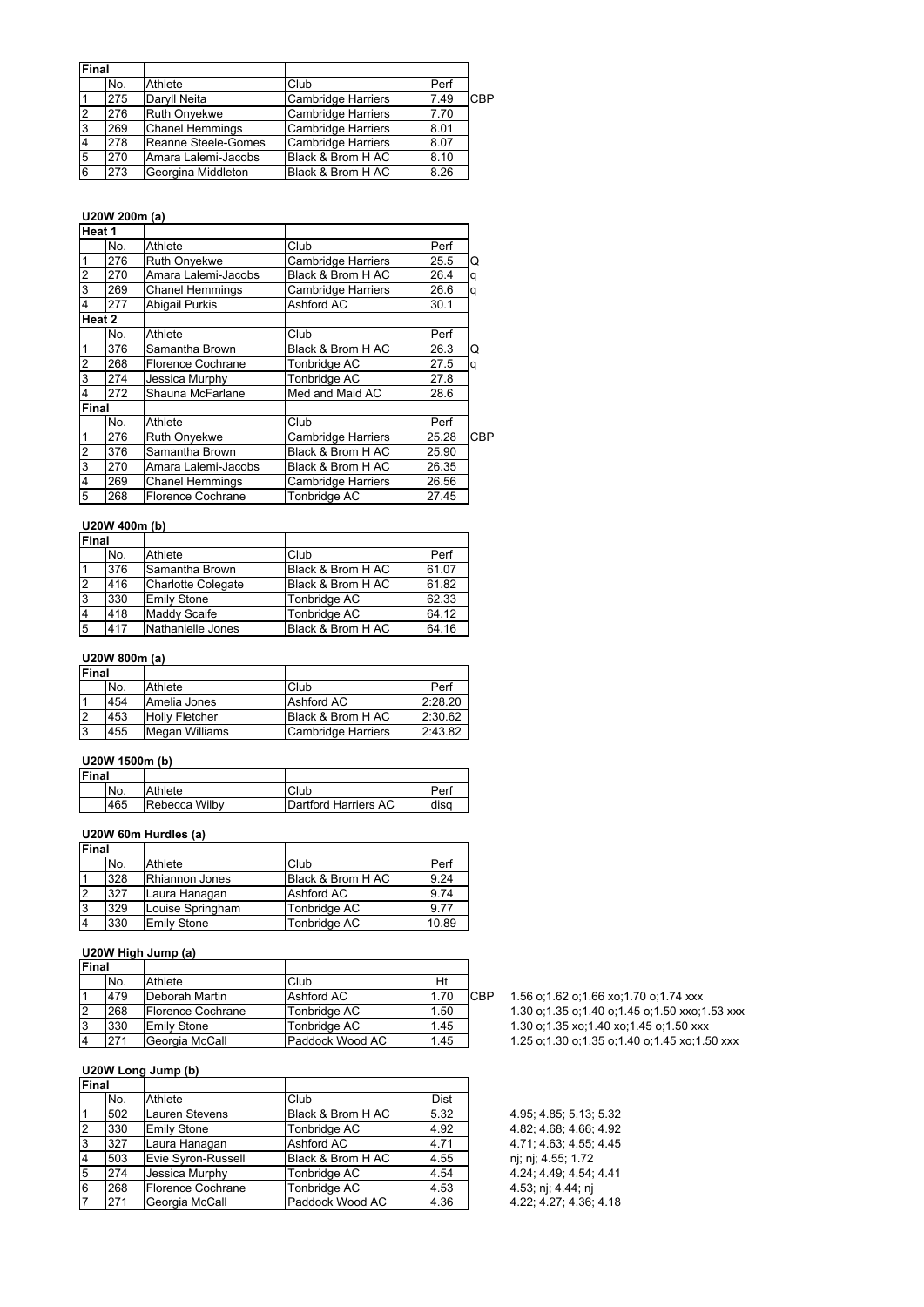| Final | | | | | |
|---|---|---|---|---|---|
| | No. | Athlete | Club | Perf | |
| 1 | 275 | Daryll Neita | Cambridge Harriers | 7.49 | CBP |
| 2 | 276 | Ruth Onyekwe | Cambridge Harriers | 7.70 | |
| 3 | 269 | Chanel Hemmings | Cambridge Harriers | 8.01 | |
| 4 | 278 | Reanne Steele-Gomes | Cambridge Harriers | 8.07 | |
| 5 | 270 | Amara Lalemi-Jacobs | Black & Brom H AC | 8.10 | |
| 6 | 273 | Georgina Middleton | Black & Brom H AC | 8.26 | |

### U20W 200m (a)

| Heat 1 | | | | | |
|---|---|---|---|---|---|
| | No. | Athlete | Club | Perf | |
| 1 | 276 | Ruth Onyekwe | Cambridge Harriers | 25.5 | Q |
| 2 | 270 | Amara Lalemi-Jacobs | Black & Brom H AC | 26.4 | q |
| 3 | 269 | Chanel Hemmings | Cambridge Harriers | 26.6 | q |
| 4 | 277 | Abigail Purkis | Ashford AC | 30.1 | |
| **Heat 2** | | | | | |
| | No. | Athlete | Club | Perf | |
| 1 | 376 | Samantha Brown | Black & Brom H AC | 26.3 | Q |
| 2 | 268 | Florence Cochrane | Tonbridge AC | 27.5 | q |
| 3 | 274 | Jessica Murphy | Tonbridge AC | 27.8 | |
| 4 | 272 | Shauna McFarlane | Med and Maid AC | 28.6 | |
| **Final** | | | | | |
| | No. | Athlete | Club | Perf | |
| 1 | 276 | Ruth Onyekwe | Cambridge Harriers | 25.28 | CBP |
| 2 | 376 | Samantha Brown | Black & Brom H AC | 25.90 | |
| 3 | 270 | Amara Lalemi-Jacobs | Black & Brom H AC | 26.35 | |
| 4 | 269 | Chanel Hemmings | Cambridge Harriers | 26.56 | |
| 5 | 268 | Florence Cochrane | Tonbridge AC | 27.45 | |

### U20W 400m (b)

| Final | | | | |
|---|---|---|---|---|
| | No. | Athlete | Club | Perf |
| 1 | 376 | Samantha Brown | Black & Brom H AC | 61.07 |
| 2 | 416 | Charlotte Colegate | Black & Brom H AC | 61.82 |
| 3 | 330 | Emily Stone | Tonbridge AC | 62.33 |
| 4 | 418 | Maddy Scaife | Tonbridge AC | 64.12 |
| 5 | 417 | Nathanielle Jones | Black & Brom H AC | 64.16 |

### U20W 800m (a)

| Final | | | | |
|---|---|---|---|---|
| | No. | Athlete | Club | Perf |
| 1 | 454 | Amelia Jones | Ashford AC | 2:28.20 |
| 2 | 453 | Holly Fletcher | Black & Brom H AC | 2:30.62 |
| 3 | 455 | Megan Williams | Cambridge Harriers | 2:43.82 |

### U20W 1500m (b)

| Final | | | | |
|---|---|---|---|---|
| | No. | Athlete | Club | Perf |
| | 465 | Rebecca Wilby | Dartford Harriers AC | disq |

### U20W 60m Hurdles (a)

| Final | | | | |
|---|---|---|---|---|
| | No. | Athlete | Club | Perf |
| 1 | 328 | Rhiannon Jones | Black & Brom H AC | 9.24 |
| 2 | 327 | Laura Hanagan | Ashford AC | 9.74 |
| 3 | 329 | Louise Springham | Tonbridge AC | 9.77 |
| 4 | 330 | Emily Stone | Tonbridge AC | 10.89 |

### U20W High Jump (a)

| Final | | | | | | |
|---|---|---|---|---|---|---|
| | No. | Athlete | Club | Ht | | |
| 1 | 479 | Deborah Martin | Ashford AC | 1.70 | CBP | 1.56 o;1.62 o;1.66 xo;1.70 o;1.74 xxx |
| 2 | 268 | Florence Cochrane | Tonbridge AC | 1.50 | | 1.30 o;1.35 o;1.40 o;1.45 o;1.50 xxo;1.53 xxx |
| 3 | 330 | Emily Stone | Tonbridge AC | 1.45 | | 1.30 o;1.35 xo;1.40 xo;1.45 o;1.50 xxx |
| 4 | 271 | Georgia McCall | Paddock Wood AC | 1.45 | | 1.25 o;1.30 o;1.35 o;1.40 o;1.45 xo;1.50 xxx |

### U20W Long Jump (b)

| Final | | | | | |
|---|---|---|---|---|---|
| | No. | Athlete | Club | Dist | |
| 1 | 502 | Lauren Stevens | Black & Brom H AC | 5.32 | 4.95; 4.85; 5.13; 5.32 |
| 2 | 330 | Emily Stone | Tonbridge AC | 4.92 | 4.82; 4.68; 4.66; 4.92 |
| 3 | 327 | Laura Hanagan | Ashford AC | 4.71 | 4.71; 4.63; 4.55; 4.45 |
| 4 | 503 | Evie Syron-Russell | Black & Brom H AC | 4.55 | nj; nj; 4.55; 1.72 |
| 5 | 274 | Jessica Murphy | Tonbridge AC | 4.54 | 4.24; 4.49; 4.54; 4.41 |
| 6 | 268 | Florence Cochrane | Tonbridge AC | 4.53 | 4.53; nj; 4.44; nj |
| 7 | 271 | Georgia McCall | Paddock Wood AC | 4.36 | 4.22; 4.27; 4.36; 4.18 |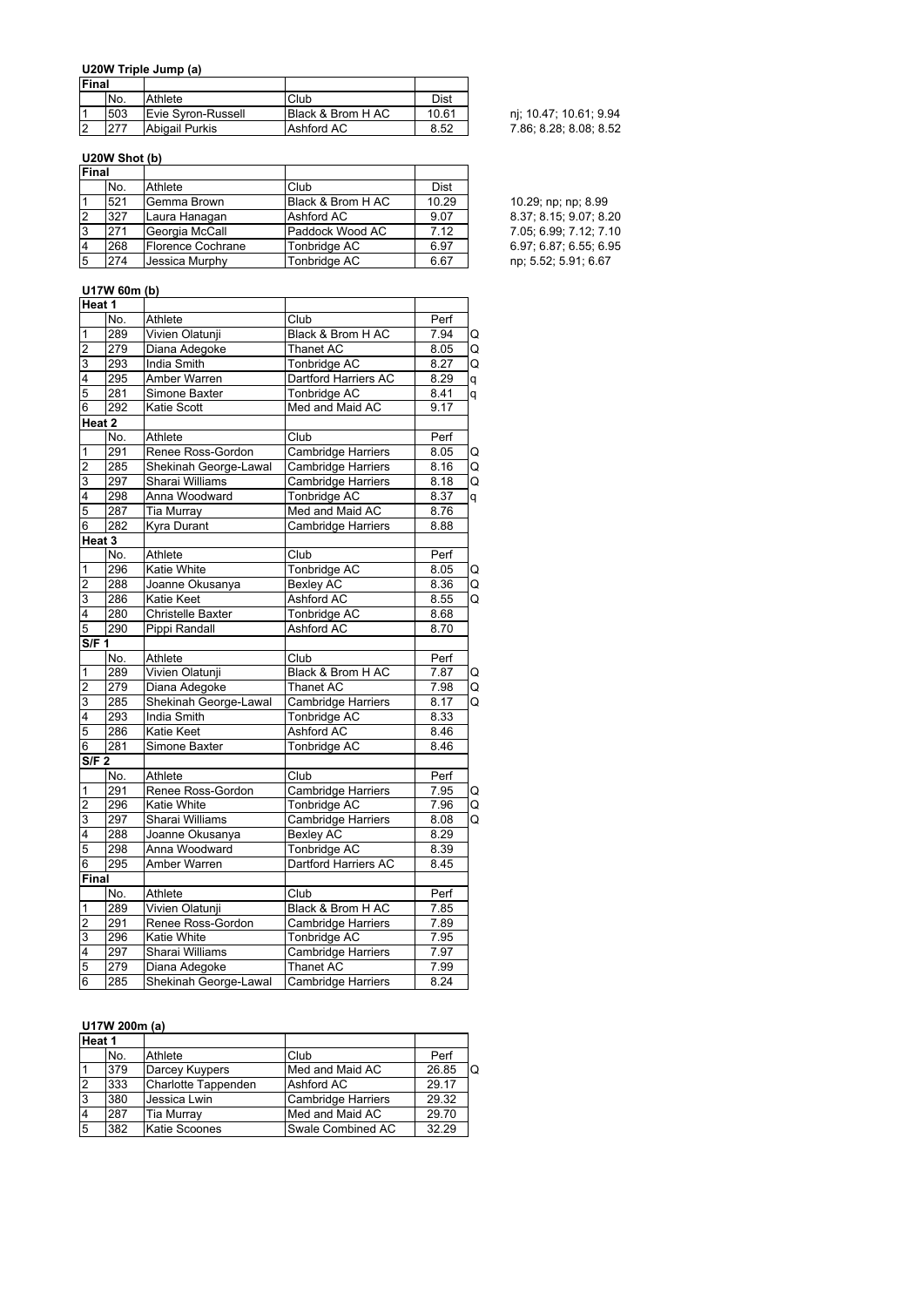### U20W Triple Jump (a)

| Final | | | | | |
|---|---|---|---|---|---|
| | No. | Athlete | Club | Dist | |
| 1 | 503 | Evie Syron-Russell | Black & Brom H AC | 10.61 | nj; 10.47; 10.61; 9.94 |
| 2 | 277 | Abigail Purkis | Ashford AC | 8.52 | 7.86; 8.28; 8.08; 8.52 |

### U20W Shot (b)

| Final | | | | | |
|---|---|---|---|---|---|
| | No. | Athlete | Club | Dist | |
| 1 | 521 | Gemma Brown | Black & Brom H AC | 10.29 | 10.29; np; np; 8.99 |
| 2 | 327 | Laura Hanagan | Ashford AC | 9.07 | 8.37; 8.15; 9.07; 8.20 |
| 3 | 271 | Georgia McCall | Paddock Wood AC | 7.12 | 7.05; 6.99; 7.12; 7.10 |
| 4 | 268 | Florence Cochrane | Tonbridge AC | 6.97 | 6.97; 6.87; 6.55; 6.95 |
| 5 | 274 | Jessica Murphy | Tonbridge AC | 6.67 | np; 5.52; 5.91; 6.67 |

### U17W 60m (b)

| Heat 1 | | | | | |
|---|---|---|---|---|---|
| | No. | Athlete | Club | Perf | |
| 1 | 289 | Vivien Olatunji | Black & Brom H AC | 7.94 | Q |
| 2 | 279 | Diana Adegoke | Thanet AC | 8.05 | Q |
| 3 | 293 | India Smith | Tonbridge AC | 8.27 | Q |
| 4 | 295 | Amber Warren | Dartford Harriers AC | 8.29 | q |
| 5 | 281 | Simone Baxter | Tonbridge AC | 8.41 | q |
| 6 | 292 | Katie Scott | Med and Maid AC | 9.17 | |
| **Heat 2** | | | | | |
| | No. | Athlete | Club | Perf | |
| 1 | 291 | Renee Ross-Gordon | Cambridge Harriers | 8.05 | Q |
| 2 | 285 | Shekinah George-Lawal | Cambridge Harriers | 8.16 | Q |
| 3 | 297 | Sharai Williams | Cambridge Harriers | 8.18 | Q |
| 4 | 298 | Anna Woodward | Tonbridge AC | 8.37 | q |
| 5 | 287 | Tia Murray | Med and Maid AC | 8.76 | |
| 6 | 282 | Kyra Durant | Cambridge Harriers | 8.88 | |
| **Heat 3** | | | | | |
| | No. | Athlete | Club | Perf | |
| 1 | 296 | Katie White | Tonbridge AC | 8.05 | Q |
| 2 | 288 | Joanne Okusanya | Bexley AC | 8.36 | Q |
| 3 | 286 | Katie Keet | Ashford AC | 8.55 | Q |
| 4 | 280 | Christelle Baxter | Tonbridge AC | 8.68 | |
| 5 | 290 | Pippi Randall | Ashford AC | 8.70 | |
| **S/F 1** | | | | | |
| | No. | Athlete | Club | Perf | |
| 1 | 289 | Vivien Olatunji | Black & Brom H AC | 7.87 | Q |
| 2 | 279 | Diana Adegoke | Thanet AC | 7.98 | Q |
| 3 | 285 | Shekinah George-Lawal | Cambridge Harriers | 8.17 | Q |
| 4 | 293 | India Smith | Tonbridge AC | 8.33 | |
| 5 | 286 | Katie Keet | Ashford AC | 8.46 | |
| 6 | 281 | Simone Baxter | Tonbridge AC | 8.46 | |
| **S/F 2** | | | | | |
| | No. | Athlete | Club | Perf | |
| 1 | 291 | Renee Ross-Gordon | Cambridge Harriers | 7.95 | Q |
| 2 | 296 | Katie White | Tonbridge AC | 7.96 | Q |
| 3 | 297 | Sharai Williams | Cambridge Harriers | 8.08 | Q |
| 4 | 288 | Joanne Okusanya | Bexley AC | 8.29 | |
| 5 | 298 | Anna Woodward | Tonbridge AC | 8.39 | |
| 6 | 295 | Amber Warren | Dartford Harriers AC | 8.45 | |
| **Final** | | | | | |
| | No. | Athlete | Club | Perf | |
| 1 | 289 | Vivien Olatunji | Black & Brom H AC | 7.85 | |
| 2 | 291 | Renee Ross-Gordon | Cambridge Harriers | 7.89 | |
| 3 | 296 | Katie White | Tonbridge AC | 7.95 | |
| 4 | 297 | Sharai Williams | Cambridge Harriers | 7.97 | |
| 5 | 279 | Diana Adegoke | Thanet AC | 7.99 | |
| 6 | 285 | Shekinah George-Lawal | Cambridge Harriers | 8.24 | |

### U17W 200m (a)

| Heat 1 | | | | | |
|---|---|---|---|---|---|
| | No. | Athlete | Club | Perf | |
| 1 | 379 | Darcey Kuypers | Med and Maid AC | 26.85 | Q |
| 2 | 333 | Charlotte Tappenden | Ashford AC | 29.17 | |
| 3 | 380 | Jessica Lwin | Cambridge Harriers | 29.32 | |
| 4 | 287 | Tia Murray | Med and Maid AC | 29.70 | |
| 5 | 382 | Katie Scoones | Swale Combined AC | 32.29 | |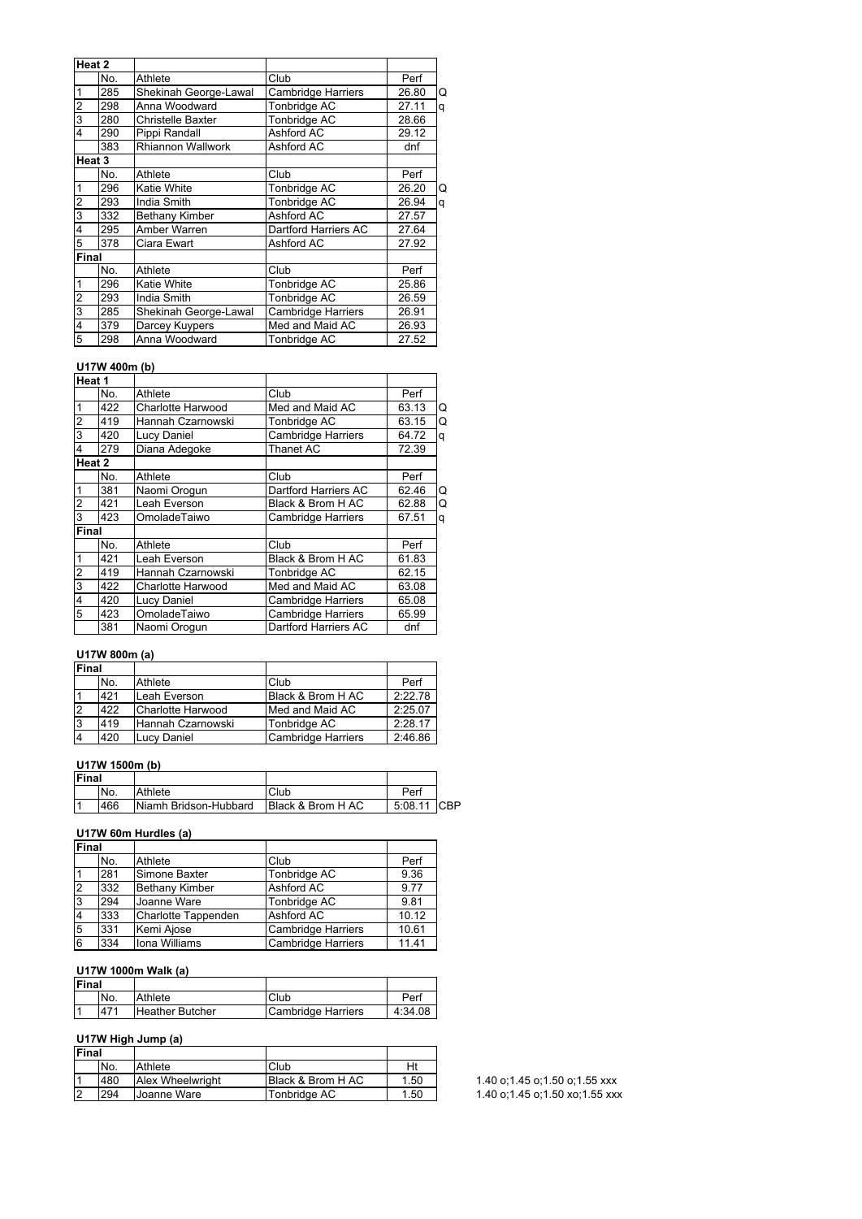| Heat 2 | | | | | |
|---|---|---|---|---|---|
| | No. | Athlete | Club | Perf | |
| 1 | 285 | Shekinah George-Lawal | Cambridge Harriers | 26.80 | Q |
| 2 | 298 | Anna Woodward | Tonbridge AC | 27.11 | q |
| 3 | 280 | Christelle Baxter | Tonbridge AC | 28.66 | |
| 4 | 290 | Pippi Randall | Ashford AC | 29.12 | |
| | 383 | Rhiannon Wallwork | Ashford AC | dnf | |
| **Heat 3** | | | | | |
| | No. | Athlete | Club | Perf | |
| 1 | 296 | Katie White | Tonbridge AC | 26.20 | Q |
| 2 | 293 | India Smith | Tonbridge AC | 26.94 | q |
| 3 | 332 | Bethany Kimber | Ashford AC | 27.57 | |
| 4 | 295 | Amber Warren | Dartford Harriers AC | 27.64 | |
| 5 | 378 | Ciara Ewart | Ashford AC | 27.92 | |
| **Final** | | | | | |
| | No. | Athlete | Club | Perf | |
| 1 | 296 | Katie White | Tonbridge AC | 25.86 | |
| 2 | 293 | India Smith | Tonbridge AC | 26.59 | |
| 3 | 285 | Shekinah George-Lawal | Cambridge Harriers | 26.91 | |
| 4 | 379 | Darcey Kuypers | Med and Maid AC | 26.93 | |
| 5 | 298 | Anna Woodward | Tonbridge AC | 27.52 | |

### U17W 400m (b)

| Heat 1 | | | | | |
|---|---|---|---|---|---|
| | No. | Athlete | Club | Perf | |
| 1 | 422 | Charlotte Harwood | Med and Maid AC | 63.13 | Q |
| 2 | 419 | Hannah Czarnowski | Tonbridge AC | 63.15 | Q |
| 3 | 420 | Lucy Daniel | Cambridge Harriers | 64.72 | q |
| 4 | 279 | Diana Adegoke | Thanet AC | 72.39 | |
| **Heat 2** | | | | | |
| | No. | Athlete | Club | Perf | |
| 1 | 381 | Naomi Orogun | Dartford Harriers AC | 62.46 | Q |
| 2 | 421 | Leah Everson | Black & Brom H AC | 62.88 | Q |
| 3 | 423 | OmoladeTaiwo | Cambridge Harriers | 67.51 | q |
| **Final** | | | | | |
| | No. | Athlete | Club | Perf | |
| 1 | 421 | Leah Everson | Black & Brom H AC | 61.83 | |
| 2 | 419 | Hannah Czarnowski | Tonbridge AC | 62.15 | |
| 3 | 422 | Charlotte Harwood | Med and Maid AC | 63.08 | |
| 4 | 420 | Lucy Daniel | Cambridge Harriers | 65.08 | |
| 5 | 423 | OmoladeTaiwo | Cambridge Harriers | 65.99 | |
| | 381 | Naomi Orogun | Dartford Harriers AC | dnf | |

### U17W 800m (a)

| Final | | | | |
|---|---|---|---|---|
| | No. | Athlete | Club | Perf |
| 1 | 421 | Leah Everson | Black & Brom H AC | 2:22.78 |
| 2 | 422 | Charlotte Harwood | Med and Maid AC | 2:25.07 |
| 3 | 419 | Hannah Czarnowski | Tonbridge AC | 2:28.17 |
| 4 | 420 | Lucy Daniel | Cambridge Harriers | 2:46.86 |

### U17W 1500m (b)

| Final | | | | | |
|---|---|---|---|---|---|
| | No. | Athlete | Club | Perf | |
| 1 | 466 | Niamh Bridson-Hubbard | Black & Brom H AC | 5:08.11 | CBP |

### U17W 60m Hurdles (a)

| Final | | | | |
|---|---|---|---|---|
| | No. | Athlete | Club | Perf |
| 1 | 281 | Simone Baxter | Tonbridge AC | 9.36 |
| 2 | 332 | Bethany Kimber | Ashford AC | 9.77 |
| 3 | 294 | Joanne Ware | Tonbridge AC | 9.81 |
| 4 | 333 | Charlotte Tappenden | Ashford AC | 10.12 |
| 5 | 331 | Kemi Ajose | Cambridge Harriers | 10.61 |
| 6 | 334 | Iona Williams | Cambridge Harriers | 11.41 |

### U17W 1000m Walk (a)

| Final | | | | |
|---|---|---|---|---|
| | No. | Athlete | Club | Perf |
| 1 | 471 | Heather Butcher | Cambridge Harriers | 4:34.08 |

### U17W High Jump (a)

| Final | | | | | |
|---|---|---|---|---|---|
| | No. | Athlete | Club | Ht | |
| 1 | 480 | Alex Wheelwright | Black & Brom H AC | 1.50 | 1.40 o;1.45 o;1.50 o;1.55 xxx |
| 2 | 294 | Joanne Ware | Tonbridge AC | 1.50 | 1.40 o;1.45 o;1.50 xo;1.55 xxx |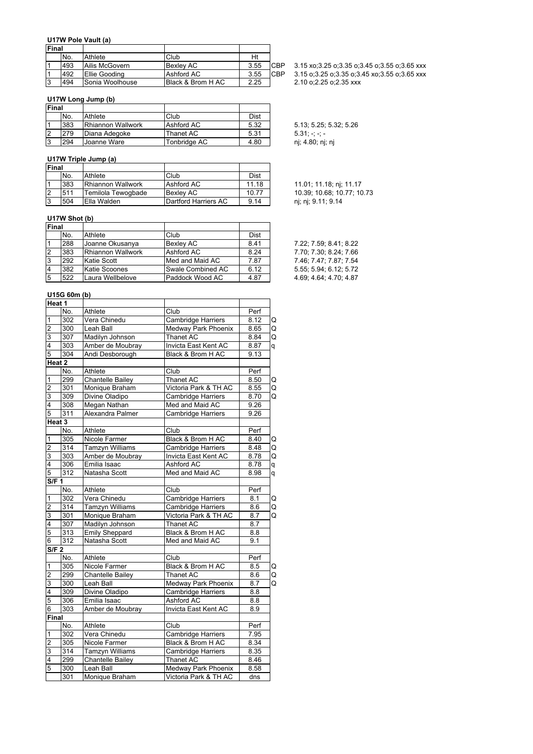### U17W Pole Vault (a)

| Final | | | | | | |
|---|---|---|---|---|---|---|
| | No. | Athlete | Club | Ht | | |
| 1 | 493 | Ailis McGovern | Bexley AC | 3.55 | CBP | 3.15 xo;3.25 o;3.35 o;3.45 o;3.55 o;3.65 xxx |
| 1 | 492 | Ellie Gooding | Ashford AC | 3.55 | CBP | 3.15 o;3.25 o;3.35 o;3.45 xo;3.55 o;3.65 xxx |
| 3 | 494 | Sonia Woolhouse | Black & Brom H AC | 2.25 | | 2.10 o;2.25 o;2.35 xxx |

### U17W Long Jump (b)

| Final | | | | | |
|---|---|---|---|---|---|
| | No. | Athlete | Club | Dist | |
| 1 | 383 | Rhiannon Wallwork | Ashford AC | 5.32 | 5.13; 5.25; 5.32; 5.26 |
| 2 | 279 | Diana Adegoke | Thanet AC | 5.31 | 5.31; -; -; - |
| 3 | 294 | Joanne Ware | Tonbridge AC | 4.80 | nj; 4.80; nj; nj |

### U17W Triple Jump (a)

| Final | | | | | |
|---|---|---|---|---|---|
| | No. | Athlete | Club | Dist | |
| 1 | 383 | Rhiannon Wallwork | Ashford AC | 11.18 | 11.01; 11.18; nj; 11.17 |
| 2 | 511 | Temilola Tewogbade | Bexley AC | 10.77 | 10.39; 10.68; 10.77; 10.73 |
| 3 | 504 | Ella Walden | Dartford Harriers AC | 9.14 | nj; nj; 9.11; 9.14 |

### U17W Shot (b)

| Final | | | | | |
|---|---|---|---|---|---|
| | No. | Athlete | Club | Dist | |
| 1 | 288 | Joanne Okusanya | Bexley AC | 8.41 | 7.22; 7.59; 8.41; 8.22 |
| 2 | 383 | Rhiannon Wallwork | Ashford AC | 8.24 | 7.70; 7.30; 8.24; 7.66 |
| 3 | 292 | Katie Scott | Med and Maid AC | 7.87 | 7.46; 7.47; 7.87; 7.54 |
| 4 | 382 | Katie Scoones | Swale Combined AC | 6.12 | 5.55; 5.94; 6.12; 5.72 |
| 5 | 522 | Laura Wellbelove | Paddock Wood AC | 4.87 | 4.69; 4.64; 4.70; 4.87 |

### U15G 60m (b)

| Heat 1 | | | | | |
|---|---|---|---|---|---|
| | No. | Athlete | Club | Perf | |
| 1 | 302 | Vera Chinedu | Cambridge Harriers | 8.12 | Q |
| 2 | 300 | Leah Ball | Medway Park Phoenix | 8.65 | Q |
| 3 | 307 | Madilyn Johnson | Thanet AC | 8.84 | Q |
| 4 | 303 | Amber de Moubray | Invicta East Kent AC | 8.87 | q |
| 5 | 304 | Andi Desborough | Black & Brom H AC | 9.13 | |
| **Heat 2** | | | | | |
| | No. | Athlete | Club | Perf | |
| 1 | 299 | Chantelle Bailey | Thanet AC | 8.50 | Q |
| 2 | 301 | Monique Braham | Victoria Park & TH AC | 8.55 | Q |
| 3 | 309 | Divine Oladipo | Cambridge Harriers | 8.70 | Q |
| 4 | 308 | Megan Nathan | Med and Maid AC | 9.26 | |
| 5 | 311 | Alexandra Palmer | Cambridge Harriers | 9.26 | |
| **Heat 3** | | | | | |
| | No. | Athlete | Club | Perf | |
| 1 | 305 | Nicole Farmer | Black & Brom H AC | 8.40 | Q |
| 2 | 314 | Tamzyn Williams | Cambridge Harriers | 8.48 | Q |
| 3 | 303 | Amber de Moubray | Invicta East Kent AC | 8.78 | Q |
| 4 | 306 | Emilia Isaac | Ashford AC | 8.78 | q |
| 5 | 312 | Natasha Scott | Med and Maid AC | 8.98 | q |
| **S/F 1** | | | | | |
| | No. | Athlete | Club | Perf | |
| 1 | 302 | Vera Chinedu | Cambridge Harriers | 8.1 | Q |
| 2 | 314 | Tamzyn Williams | Cambridge Harriers | 8.6 | Q |
| 3 | 301 | Monique Braham | Victoria Park & TH AC | 8.7 | Q |
| 4 | 307 | Madilyn Johnson | Thanet AC | 8.7 | |
| 5 | 313 | Emily Sheppard | Black & Brom H AC | 8.8 | |
| 6 | 312 | Natasha Scott | Med and Maid AC | 9.1 | |
| **S/F 2** | | | | | |
| | No. | Athlete | Club | Perf | |
| 1 | 305 | Nicole Farmer | Black & Brom H AC | 8.5 | Q |
| 2 | 299 | Chantelle Bailey | Thanet AC | 8.6 | Q |
| 3 | 300 | Leah Ball | Medway Park Phoenix | 8.7 | Q |
| 4 | 309 | Divine Oladipo | Cambridge Harriers | 8.8 | |
| 5 | 306 | Emilia Isaac | Ashford AC | 8.8 | |
| 6 | 303 | Amber de Moubray | Invicta East Kent AC | 8.9 | |
| **Final** | | | | | |
| | No. | Athlete | Club | Perf | |
| 1 | 302 | Vera Chinedu | Cambridge Harriers | 7.95 | |
| 2 | 305 | Nicole Farmer | Black & Brom H AC | 8.34 | |
| 3 | 314 | Tamzyn Williams | Cambridge Harriers | 8.35 | |
| 4 | 299 | Chantelle Bailey | Thanet AC | 8.46 | |
| 5 | 300 | Leah Ball | Medway Park Phoenix | 8.58 | |
| | 301 | Monique Braham | Victoria Park & TH AC | dns | |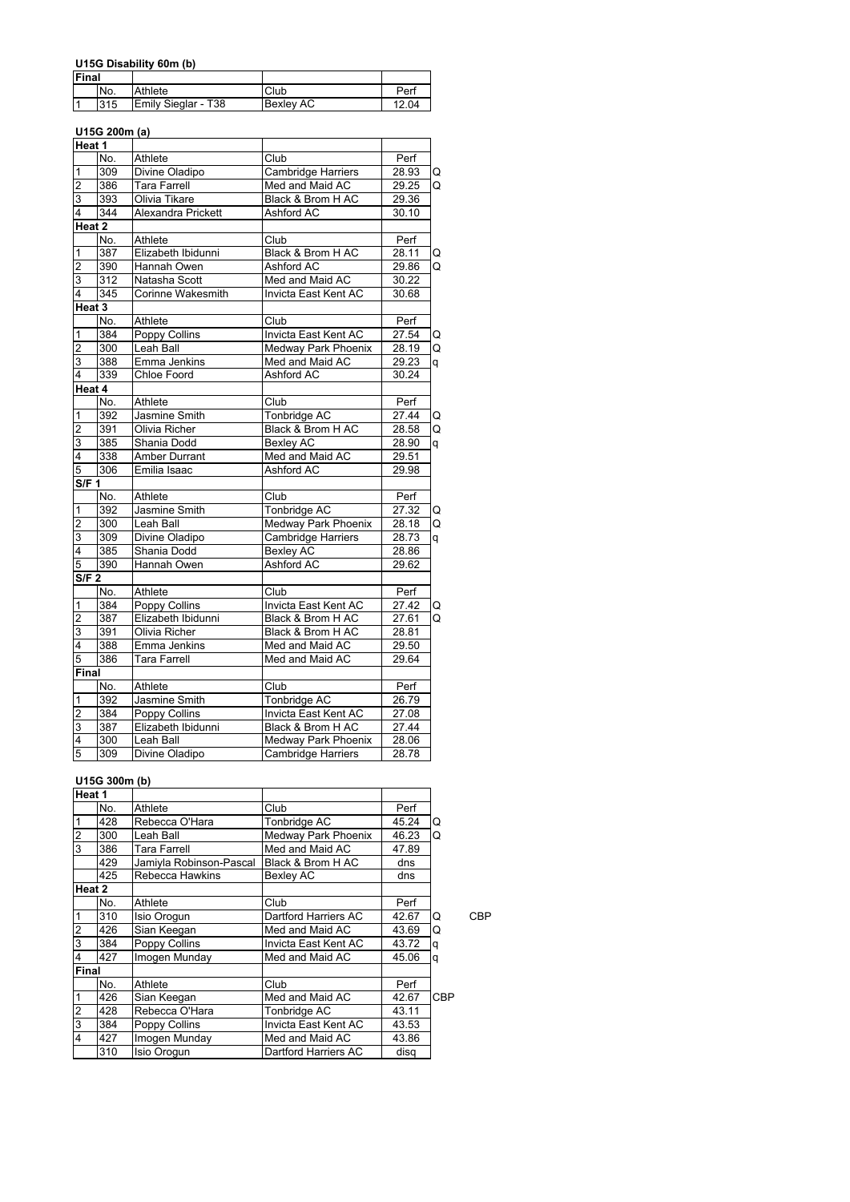### U15G Disability 60m (b)

| Final | | | | |
|---|---|---|---|---|
| | No. | Athlete | Club | Perf |
| 1 | 315 | Emily Sieglar - T38 | Bexley AC | 12.04 |

### U15G 200m (a)

| Heat 1 | | | | | |
|---|---|---|---|---|---|
| | No. | Athlete | Club | Perf | |
| 1 | 309 | Divine Oladipo | Cambridge Harriers | 28.93 | Q |
| 2 | 386 | Tara Farrell | Med and Maid AC | 29.25 | Q |
| 3 | 393 | Olivia Tikare | Black & Brom H AC | 29.36 | |
| 4 | 344 | Alexandra Prickett | Ashford AC | 30.10 | |
| **Heat 2** | | | | | |
| | No. | Athlete | Club | Perf | |
| 1 | 387 | Elizabeth Ibidunni | Black & Brom H AC | 28.11 | Q |
| 2 | 390 | Hannah Owen | Ashford AC | 29.86 | Q |
| 3 | 312 | Natasha Scott | Med and Maid AC | 30.22 | |
| 4 | 345 | Corinne Wakesmith | Invicta East Kent AC | 30.68 | |
| **Heat 3** | | | | | |
| | No. | Athlete | Club | Perf | |
| 1 | 384 | Poppy Collins | Invicta East Kent AC | 27.54 | Q |
| 2 | 300 | Leah Ball | Medway Park Phoenix | 28.19 | Q |
| 3 | 388 | Emma Jenkins | Med and Maid AC | 29.23 | q |
| 4 | 339 | Chloe Foord | Ashford AC | 30.24 | |
| **Heat 4** | | | | | |
| | No. | Athlete | Club | Perf | |
| 1 | 392 | Jasmine Smith | Tonbridge AC | 27.44 | Q |
| 2 | 391 | Olivia Richer | Black & Brom H AC | 28.58 | Q |
| 3 | 385 | Shania Dodd | Bexley AC | 28.90 | q |
| 4 | 338 | Amber Durrant | Med and Maid AC | 29.51 | |
| 5 | 306 | Emilia Isaac | Ashford AC | 29.98 | |
| **S/F 1** | | | | | |
| | No. | Athlete | Club | Perf | |
| 1 | 392 | Jasmine Smith | Tonbridge AC | 27.32 | Q |
| 2 | 300 | Leah Ball | Medway Park Phoenix | 28.18 | Q |
| 3 | 309 | Divine Oladipo | Cambridge Harriers | 28.73 | q |
| 4 | 385 | Shania Dodd | Bexley AC | 28.86 | |
| 5 | 390 | Hannah Owen | Ashford AC | 29.62 | |
| **S/F 2** | | | | | |
| | No. | Athlete | Club | Perf | |
| 1 | 384 | Poppy Collins | Invicta East Kent AC | 27.42 | Q |
| 2 | 387 | Elizabeth Ibidunni | Black & Brom H AC | 27.61 | Q |
| 3 | 391 | Olivia Richer | Black & Brom H AC | 28.81 | |
| 4 | 388 | Emma Jenkins | Med and Maid AC | 29.50 | |
| 5 | 386 | Tara Farrell | Med and Maid AC | 29.64 | |
| **Final** | | | | | |
| | No. | Athlete | Club | Perf | |
| 1 | 392 | Jasmine Smith | Tonbridge AC | 26.79 | |
| 2 | 384 | Poppy Collins | Invicta East Kent AC | 27.08 | |
| 3 | 387 | Elizabeth Ibidunni | Black & Brom H AC | 27.44 | |
| 4 | 300 | Leah Ball | Medway Park Phoenix | 28.06 | |
| 5 | 309 | Divine Oladipo | Cambridge Harriers | 28.78 | |

### U15G 300m (b)

| Heat 1 | | | | | | |
|---|---|---|---|---|---|---|
| | No. | Athlete | Club | Perf | | |
| 1 | 428 | Rebecca O'Hara | Tonbridge AC | 45.24 | Q | |
| 2 | 300 | Leah Ball | Medway Park Phoenix | 46.23 | Q | |
| 3 | 386 | Tara Farrell | Med and Maid AC | 47.89 | | |
| | 429 | Jamiyla Robinson-Pascal | Black & Brom H AC | dns | | |
| | 425 | Rebecca Hawkins | Bexley AC | dns | | |
| **Heat 2** | | | | | | |
| | No. | Athlete | Club | Perf | | |
| 1 | 310 | Isio Orogun | Dartford Harriers AC | 42.67 | Q | CBP |
| 2 | 426 | Sian Keegan | Med and Maid AC | 43.69 | Q | |
| 3 | 384 | Poppy Collins | Invicta East Kent AC | 43.72 | q | |
| 4 | 427 | Imogen Munday | Med and Maid AC | 45.06 | q | |
| **Final** | | | | | | |
| | No. | Athlete | Club | Perf | | |
| 1 | 426 | Sian Keegan | Med and Maid AC | 42.67 | CBP | |
| 2 | 428 | Rebecca O'Hara | Tonbridge AC | 43.11 | | |
| 3 | 384 | Poppy Collins | Invicta East Kent AC | 43.53 | | |
| 4 | 427 | Imogen Munday | Med and Maid AC | 43.86 | | |
| | 310 | Isio Orogun | Dartford Harriers AC | disq | | |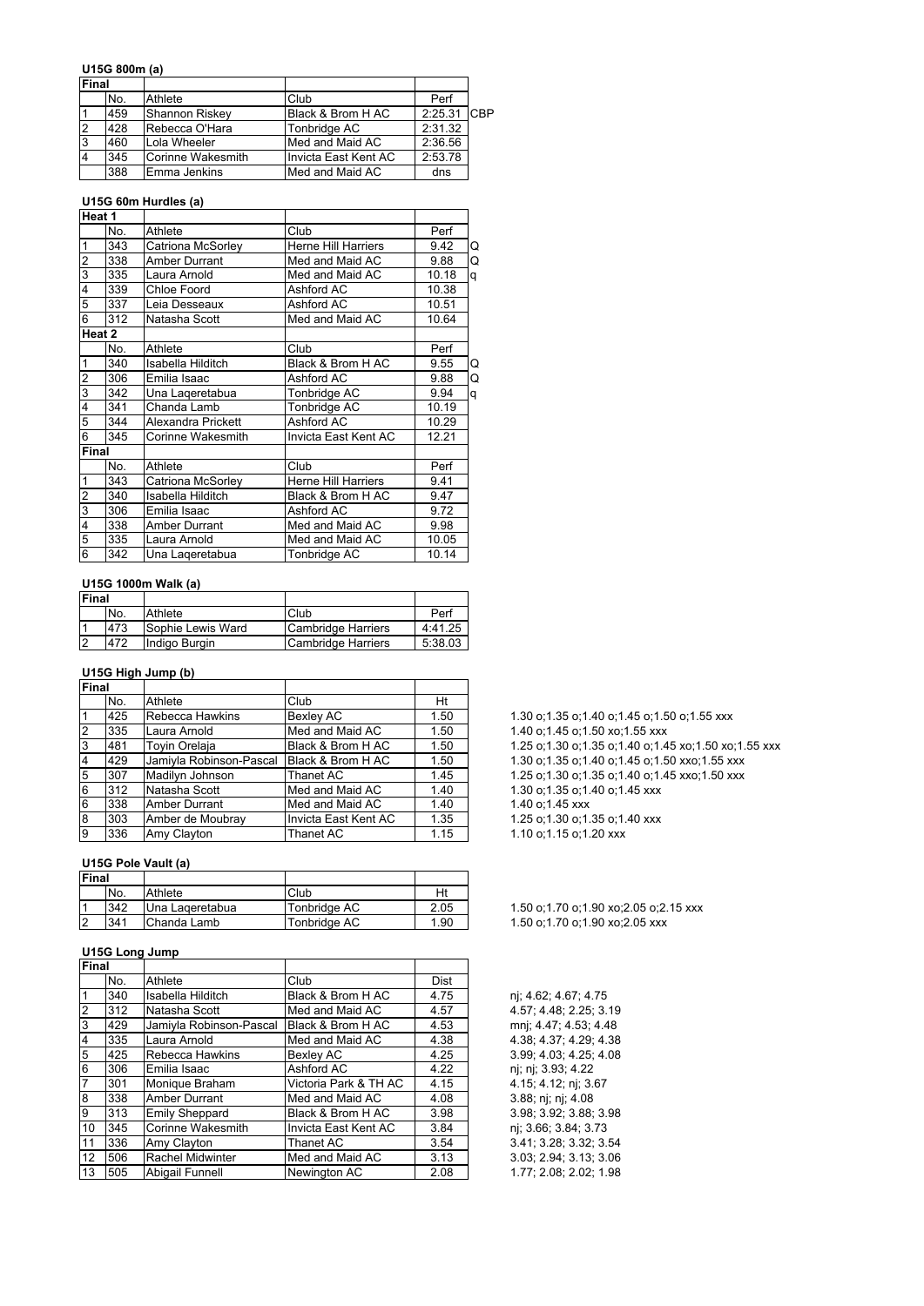### U15G 800m (a)

| Final | | | | | |
|---|---|---|---|---|---|
| | No. | Athlete | Club | Perf | |
| 1 | 459 | Shannon Riskey | Black & Brom H AC | 2:25.31 | CBP |
| 2 | 428 | Rebecca O'Hara | Tonbridge AC | 2:31.32 | |
| 3 | 460 | Lola Wheeler | Med and Maid AC | 2:36.56 | |
| 4 | 345 | Corinne Wakesmith | Invicta East Kent AC | 2:53.78 | |
| | 388 | Emma Jenkins | Med and Maid AC | dns | |

### U15G 60m Hurdles (a)

| Heat 1 | | | | | |
|---|---|---|---|---|---|
| | No. | Athlete | Club | Perf | |
| 1 | 343 | Catriona McSorley | Herne Hill Harriers | 9.42 | Q |
| 2 | 338 | Amber Durrant | Med and Maid AC | 9.88 | Q |
| 3 | 335 | Laura Arnold | Med and Maid AC | 10.18 | q |
| 4 | 339 | Chloe Foord | Ashford AC | 10.38 | |
| 5 | 337 | Leia Desseaux | Ashford AC | 10.51 | |
| 6 | 312 | Natasha Scott | Med and Maid AC | 10.64 | |
| **Heat 2** | | | | | |
| | No. | Athlete | Club | Perf | |
| 1 | 340 | Isabella Hilditch | Black & Brom H AC | 9.55 | Q |
| 2 | 306 | Emilia Isaac | Ashford AC | 9.88 | Q |
| 3 | 342 | Una Laqeretabua | Tonbridge AC | 9.94 | q |
| 4 | 341 | Chanda Lamb | Tonbridge AC | 10.19 | |
| 5 | 344 | Alexandra Prickett | Ashford AC | 10.29 | |
| 6 | 345 | Corinne Wakesmith | Invicta East Kent AC | 12.21 | |
| **Final** | | | | | |
| | No. | Athlete | Club | Perf | |
| 1 | 343 | Catriona McSorley | Herne Hill Harriers | 9.41 | |
| 2 | 340 | Isabella Hilditch | Black & Brom H AC | 9.47 | |
| 3 | 306 | Emilia Isaac | Ashford AC | 9.72 | |
| 4 | 338 | Amber Durrant | Med and Maid AC | 9.98 | |
| 5 | 335 | Laura Arnold | Med and Maid AC | 10.05 | |
| 6 | 342 | Una Laqeretabua | Tonbridge AC | 10.14 | |

### U15G 1000m Walk (a)

| Final | | | | |
|---|---|---|---|---|
| | No. | Athlete | Club | Perf |
| 1 | 473 | Sophie Lewis Ward | Cambridge Harriers | 4:41.25 |
| 2 | 472 | Indigo Burgin | Cambridge Harriers | 5:38.03 |

### U15G High Jump (b)

| Final | | | | | |
|---|---|---|---|---|---|
| | No. | Athlete | Club | Ht | |
| 1 | 425 | Rebecca Hawkins | Bexley AC | 1.50 | 1.30 o;1.35 o;1.40 o;1.45 o;1.50 o;1.55 xxx |
| 2 | 335 | Laura Arnold | Med and Maid AC | 1.50 | 1.40 o;1.45 o;1.50 xo;1.55 xxx |
| 3 | 481 | Toyin Orelaja | Black & Brom H AC | 1.50 | 1.25 o;1.30 o;1.35 o;1.40 o;1.45 xo;1.50 xo;1.55 xxx |
| 4 | 429 | Jamiyla Robinson-Pascal | Black & Brom H AC | 1.50 | 1.30 o;1.35 o;1.40 o;1.45 o;1.50 xxo;1.55 xxx |
| 5 | 307 | Madilyn Johnson | Thanet AC | 1.45 | 1.25 o;1.30 o;1.35 o;1.40 o;1.45 xxo;1.50 xxx |
| 6 | 312 | Natasha Scott | Med and Maid AC | 1.40 | 1.30 o;1.35 o;1.40 o;1.45 xxx |
| 6 | 338 | Amber Durrant | Med and Maid AC | 1.40 | 1.40 o;1.45 xxx |
| 8 | 303 | Amber de Moubray | Invicta East Kent AC | 1.35 | 1.25 o;1.30 o;1.35 o;1.40 xxx |
| 9 | 336 | Amy Clayton | Thanet AC | 1.15 | 1.10 o;1.15 o;1.20 xxx |

### U15G Pole Vault (a)

| Final | | | | | |
|---|---|---|---|---|---|
| | No. | Athlete | Club | Ht | |
| 1 | 342 | Una Laqeretabua | Tonbridge AC | 2.05 | 1.50 o;1.70 o;1.90 xo;2.05 o;2.15 xxx |
| 2 | 341 | Chanda Lamb | Tonbridge AC | 1.90 | 1.50 o;1.70 o;1.90 xo;2.05 xxx |

### U15G Long Jump

| Final | | | | | |
|---|---|---|---|---|---|
| | No. | Athlete | Club | Dist | |
| 1 | 340 | Isabella Hilditch | Black & Brom H AC | 4.75 | nj; 4.62; 4.67; 4.75 |
| 2 | 312 | Natasha Scott | Med and Maid AC | 4.57 | 4.57; 4.48; 2.25; 3.19 |
| 3 | 429 | Jamiyla Robinson-Pascal | Black & Brom H AC | 4.53 | mnj; 4.47; 4.53; 4.48 |
| 4 | 335 | Laura Arnold | Med and Maid AC | 4.38 | 4.38; 4.37; 4.29; 4.38 |
| 5 | 425 | Rebecca Hawkins | Bexley AC | 4.25 | 3.99; 4.03; 4.25; 4.08 |
| 6 | 306 | Emilia Isaac | Ashford AC | 4.22 | nj; nj; 3.93; 4.22 |
| 7 | 301 | Monique Braham | Victoria Park & TH AC | 4.15 | 4.15; 4.12; nj; 3.67 |
| 8 | 338 | Amber Durrant | Med and Maid AC | 4.08 | 3.88; nj; nj; 4.08 |
| 9 | 313 | Emily Sheppard | Black & Brom H AC | 3.98 | 3.98; 3.92; 3.88; 3.98 |
| 10 | 345 | Corinne Wakesmith | Invicta East Kent AC | 3.84 | nj; 3.66; 3.84; 3.73 |
| 11 | 336 | Amy Clayton | Thanet AC | 3.54 | 3.41; 3.28; 3.32; 3.54 |
| 12 | 506 | Rachel Midwinter | Med and Maid AC | 3.13 | 3.03; 2.94; 3.13; 3.06 |
| 13 | 505 | Abigail Funnell | Newington AC | 2.08 | 1.77; 2.08; 2.02; 1.98 |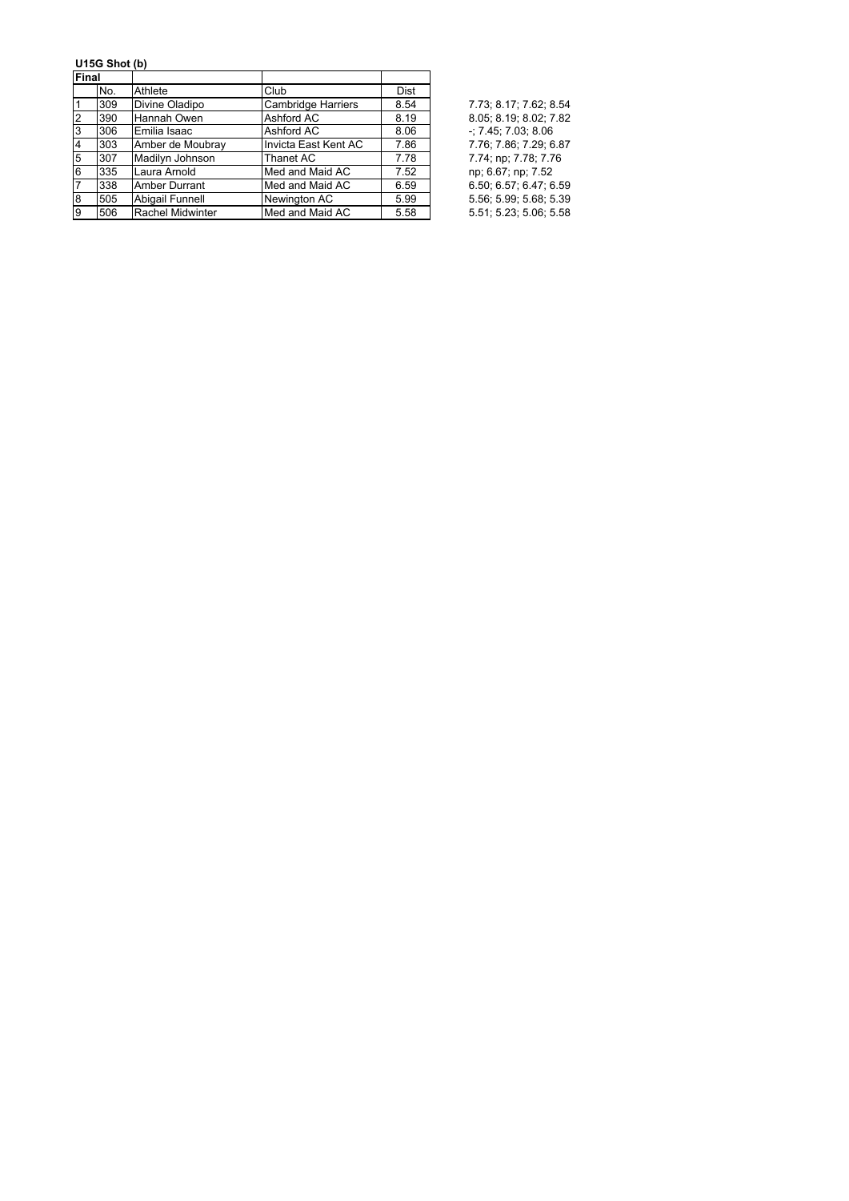**U15G Shot (b)**

| Final | | | | | |
|---|---|---|---|---|---|
| | No. | Athlete | Club | Dist | |
| 1 | 309 | Divine Oladipo | Cambridge Harriers | 8.54 | 7.73; 8.17; 7.62; 8.54 |
| 2 | 390 | Hannah Owen | Ashford AC | 8.19 | 8.05; 8.19; 8.02; 7.82 |
| 3 | 306 | Emilia Isaac | Ashford AC | 8.06 | -; 7.45; 7.03; 8.06 |
| 4 | 303 | Amber de Moubray | Invicta East Kent AC | 7.86 | 7.76; 7.86; 7.29; 6.87 |
| 5 | 307 | Madilyn Johnson | Thanet AC | 7.78 | 7.74; np; 7.78; 7.76 |
| 6 | 335 | Laura Arnold | Med and Maid AC | 7.52 | np; 6.67; np; 7.52 |
| 7 | 338 | Amber Durrant | Med and Maid AC | 6.59 | 6.50; 6.57; 6.47; 6.59 |
| 8 | 505 | Abigail Funnell | Newington AC | 5.99 | 5.56; 5.99; 5.68; 5.39 |
| 9 | 506 | Rachel Midwinter | Med and Maid AC | 5.58 | 5.51; 5.23; 5.06; 5.58 |